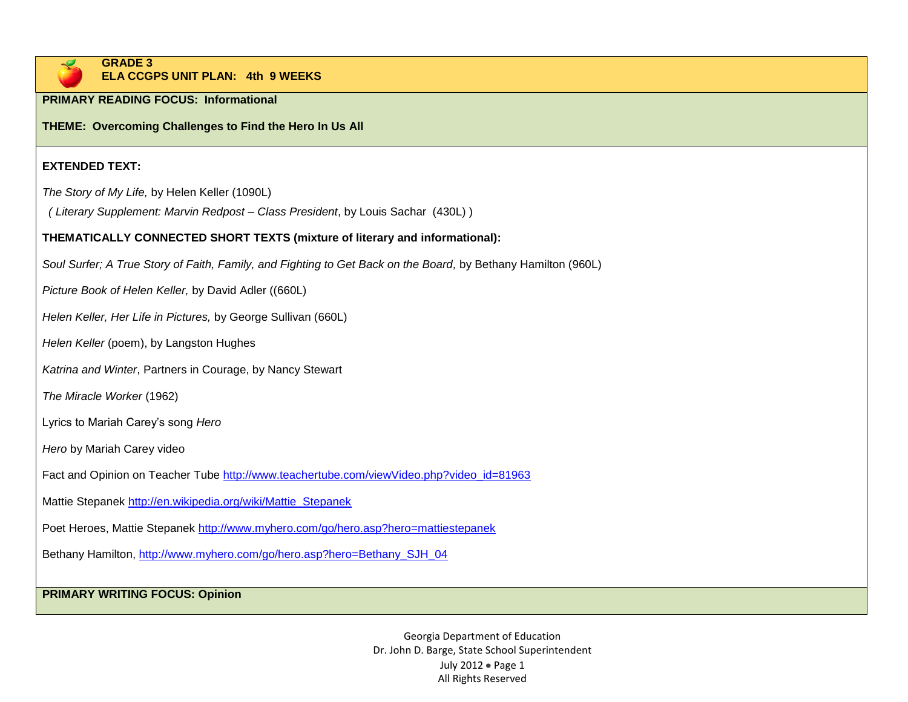**GRADE 3**
**ELA CCGPS UNIT PLAN: 4th 9 WEEKS**

**PRIMARY READING FOCUS: Informational**

**THEME: Overcoming Challenges to Find the Hero In Us All**

**EXTENDED TEXT:**

*The Story of My Life,* by Helen Keller (1090L)

( *Literary Supplement: Marvin Redpost – Class President*, by Louis Sachar (430L) )

**THEMATICALLY CONNECTED SHORT TEXTS (mixture of literary and informational):**

*Soul Surfer; A True Story of Faith, Family, and Fighting to Get Back on the Board,* by Bethany Hamilton (960L)

*Picture Book of Helen Keller,* by David Adler ((660L)

*Helen Keller, Her Life in Pictures,* by George Sullivan (660L)

*Helen Keller* (poem), by Langston Hughes

*Katrina and Winter*, Partners in Courage, by Nancy Stewart

*The Miracle Worker* (1962)

Lyrics to Mariah Carey's song *Hero*

*Hero* by Mariah Carey video

Fact and Opinion on Teacher Tube http://www.teachertube.com/viewVideo.php?video_id=81963

Mattie Stepanek http://en.wikipedia.org/wiki/Mattie_Stepanek

Poet Heroes, Mattie Stepanek http://www.myhero.com/go/hero.asp?hero=mattiestepanek

Bethany Hamilton, http://www.myhero.com/go/hero.asp?hero=Bethany_SJH_04

**PRIMARY WRITING FOCUS: Opinion**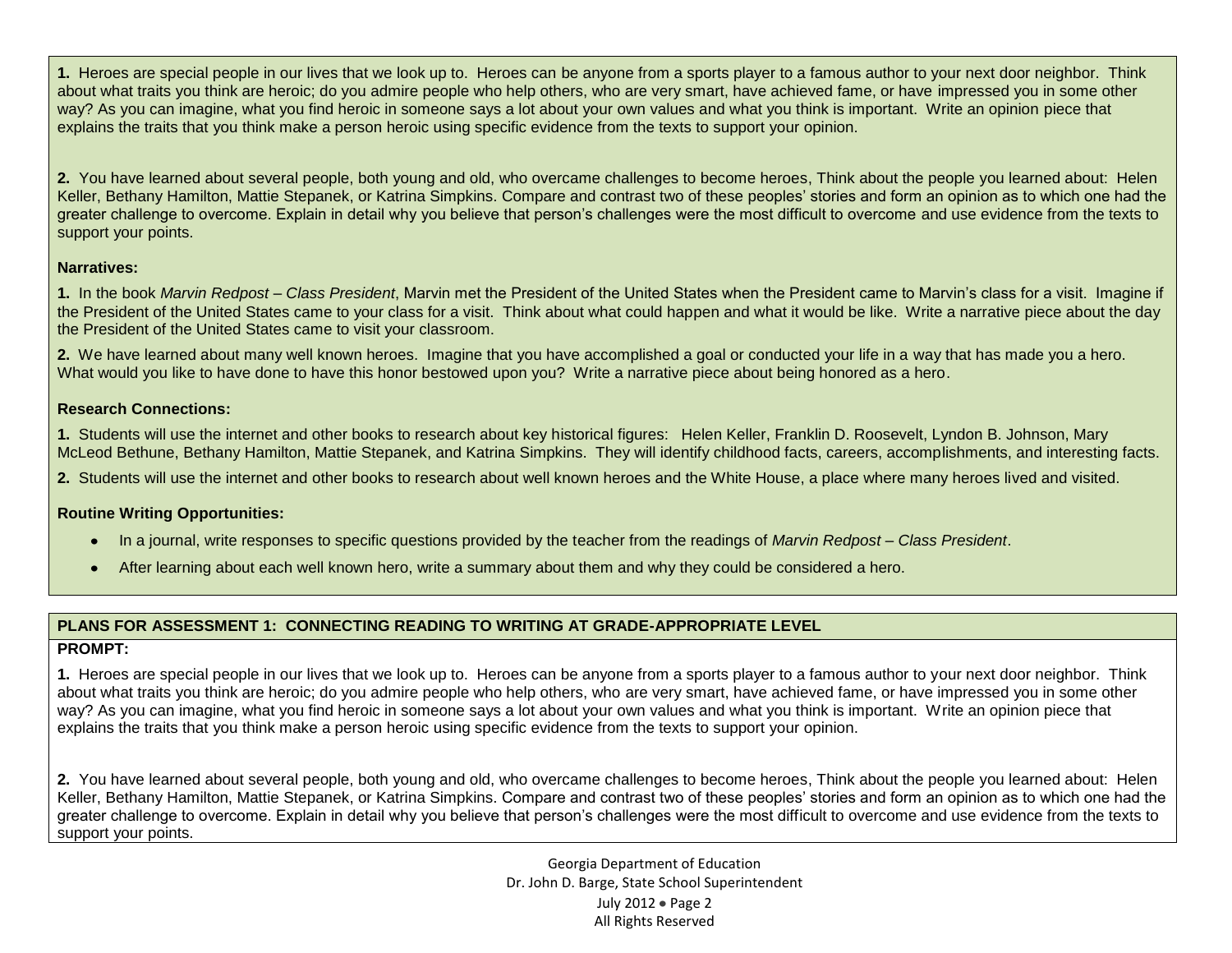**1.** Heroes are special people in our lives that we look up to. Heroes can be anyone from a sports player to a famous author to your next door neighbor. Think about what traits you think are heroic; do you admire people who help others, who are very smart, have achieved fame, or have impressed you in some other way? As you can imagine, what you find heroic in someone says a lot about your own values and what you think is important. Write an opinion piece that explains the traits that you think make a person heroic using specific evidence from the texts to support your opinion.

**2.** You have learned about several people, both young and old, who overcame challenges to become heroes, Think about the people you learned about: Helen Keller, Bethany Hamilton, Mattie Stepanek, or Katrina Simpkins. Compare and contrast two of these peoples' stories and form an opinion as to which one had the greater challenge to overcome. Explain in detail why you believe that person's challenges were the most difficult to overcome and use evidence from the texts to support your points.

**Narratives:**

**1.** In the book *Marvin Redpost – Class President*, Marvin met the President of the United States when the President came to Marvin's class for a visit. Imagine if the President of the United States came to your class for a visit. Think about what could happen and what it would be like. Write a narrative piece about the day the President of the United States came to visit your classroom.

**2.** We have learned about many well known heroes. Imagine that you have accomplished a goal or conducted your life in a way that has made you a hero. What would you like to have done to have this honor bestowed upon you? Write a narrative piece about being honored as a hero.

**Research Connections:**

**1.** Students will use the internet and other books to research about key historical figures: Helen Keller, Franklin D. Roosevelt, Lyndon B. Johnson, Mary McLeod Bethune, Bethany Hamilton, Mattie Stepanek, and Katrina Simpkins. They will identify childhood facts, careers, accomplishments, and interesting facts.

**2.** Students will use the internet and other books to research about well known heroes and the White House, a place where many heroes lived and visited.

**Routine Writing Opportunities:**

- In a journal, write responses to specific questions provided by the teacher from the readings of *Marvin Redpost – Class President*.
- After learning about each well known hero, write a summary about them and why they could be considered a hero.

**PLANS FOR ASSESSMENT 1: CONNECTING READING TO WRITING AT GRADE-APPROPRIATE LEVEL**

**PROMPT:**

**1.** Heroes are special people in our lives that we look up to. Heroes can be anyone from a sports player to a famous author to your next door neighbor. Think about what traits you think are heroic; do you admire people who help others, who are very smart, have achieved fame, or have impressed you in some other way? As you can imagine, what you find heroic in someone says a lot about your own values and what you think is important. Write an opinion piece that explains the traits that you think make a person heroic using specific evidence from the texts to support your opinion.

**2.** You have learned about several people, both young and old, who overcame challenges to become heroes, Think about the people you learned about: Helen Keller, Bethany Hamilton, Mattie Stepanek, or Katrina Simpkins. Compare and contrast two of these peoples' stories and form an opinion as to which one had the greater challenge to overcome. Explain in detail why you believe that person's challenges were the most difficult to overcome and use evidence from the texts to support your points.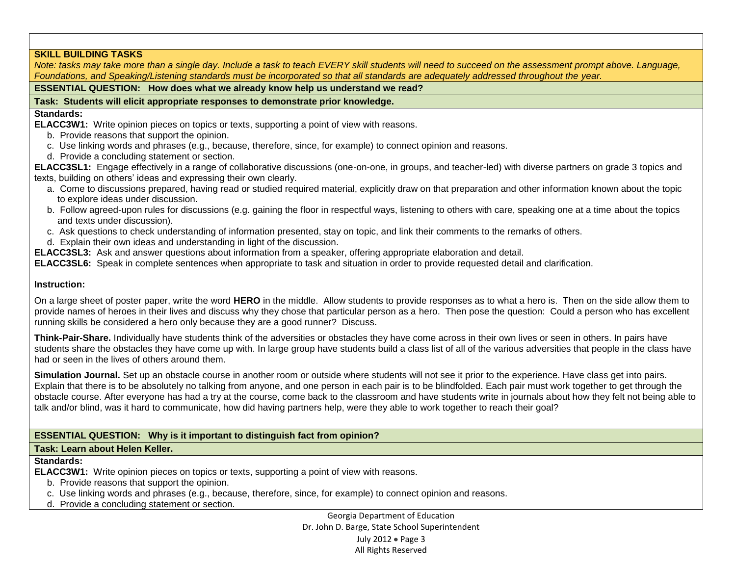## SKILL BUILDING TASKS

*Note: tasks may take more than a single day. Include a task to teach EVERY skill students will need to succeed on the assessment prompt above. Language, Foundations, and Speaking/Listening standards must be incorporated so that all standards are adequately addressed throughout the year.*

**ESSENTIAL QUESTION: How does what we already know help us understand we read?**

**Task: Students will elicit appropriate responses to demonstrate prior knowledge.**

**Standards:**

**ELACC3W1:** Write opinion pieces on topics or texts, supporting a point of view with reasons.

- b. Provide reasons that support the opinion.
- c. Use linking words and phrases (e.g., because, therefore, since, for example) to connect opinion and reasons.
- d. Provide a concluding statement or section.

**ELACC3SL1:** Engage effectively in a range of collaborative discussions (one-on-one, in groups, and teacher-led) with diverse partners on grade 3 topics and texts, building on others' ideas and expressing their own clearly.

- a. Come to discussions prepared, having read or studied required material, explicitly draw on that preparation and other information known about the topic to explore ideas under discussion.
- b. Follow agreed-upon rules for discussions (e.g. gaining the floor in respectful ways, listening to others with care, speaking one at a time about the topics and texts under discussion).
- c. Ask questions to check understanding of information presented, stay on topic, and link their comments to the remarks of others.
- d. Explain their own ideas and understanding in light of the discussion.

**ELACC3SL3:** Ask and answer questions about information from a speaker, offering appropriate elaboration and detail.

**ELACC3SL6:** Speak in complete sentences when appropriate to task and situation in order to provide requested detail and clarification.

**Instruction:**

On a large sheet of poster paper, write the word **HERO** in the middle. Allow students to provide responses as to what a hero is. Then on the side allow them to provide names of heroes in their lives and discuss why they chose that particular person as a hero. Then pose the question: Could a person who has excellent running skills be considered a hero only because they are a good runner? Discuss.

**Think-Pair-Share.** Individually have students think of the adversities or obstacles they have come across in their own lives or seen in others. In pairs have students share the obstacles they have come up with. In large group have students build a class list of all of the various adversities that people in the class have had or seen in the lives of others around them.

**Simulation Journal.** Set up an obstacle course in another room or outside where students will not see it prior to the experience. Have class get into pairs. Explain that there is to be absolutely no talking from anyone, and one person in each pair is to be blindfolded. Each pair must work together to get through the obstacle course. After everyone has had a try at the course, come back to the classroom and have students write in journals about how they felt not being able to talk and/or blind, was it hard to communicate, how did having partners help, were they able to work together to reach their goal?

**ESSENTIAL QUESTION: Why is it important to distinguish fact from opinion?**

**Task: Learn about Helen Keller.**

**Standards:**

**ELACC3W1:** Write opinion pieces on topics or texts, supporting a point of view with reasons.

- b. Provide reasons that support the opinion.
- c. Use linking words and phrases (e.g., because, therefore, since, for example) to connect opinion and reasons.
- d. Provide a concluding statement or section.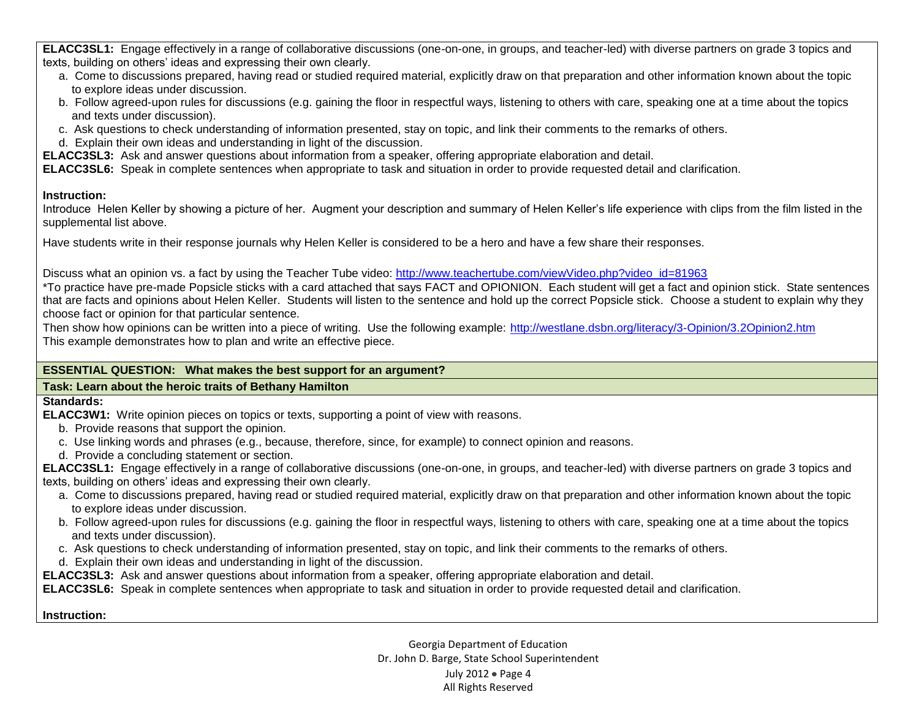**ELACC3SL1:** Engage effectively in a range of collaborative discussions (one-on-one, in groups, and teacher-led) with diverse partners on grade 3 topics and texts, building on others' ideas and expressing their own clearly.

a. Come to discussions prepared, having read or studied required material, explicitly draw on that preparation and other information known about the topic to explore ideas under discussion.
b. Follow agreed-upon rules for discussions (e.g. gaining the floor in respectful ways, listening to others with care, speaking one at a time about the topics and texts under discussion).
c. Ask questions to check understanding of information presented, stay on topic, and link their comments to the remarks of others.
d. Explain their own ideas and understanding in light of the discussion.

**ELACC3SL3:** Ask and answer questions about information from a speaker, offering appropriate elaboration and detail.
**ELACC3SL6:** Speak in complete sentences when appropriate to task and situation in order to provide requested detail and clarification.

**Instruction:**
Introduce Helen Keller by showing a picture of her. Augment your description and summary of Helen Keller's life experience with clips from the film listed in the supplemental list above.

Have students write in their response journals why Helen Keller is considered to be a hero and have a few share their responses.

Discuss what an opinion vs. a fact by using the Teacher Tube video: http://www.teachertube.com/viewVideo.php?video_id=81963
*To practice have pre-made Popsicle sticks with a card attached that says FACT and OPIONION. Each student will get a fact and opinion stick. State sentences that are facts and opinions about Helen Keller. Students will listen to the sentence and hold up the correct Popsicle stick. Choose a student to explain why they choose fact or opinion for that particular sentence.
Then show how opinions can be written into a piece of writing. Use the following example: http://westlane.dsbn.org/literacy/3-Opinion/3.2Opinion2.htm
This example demonstrates how to plan and write an effective piece.

**ESSENTIAL QUESTION: What makes the best support for an argument?**

**Task: Learn about the heroic traits of Bethany Hamilton**

**Standards:**
**ELACC3W1:** Write opinion pieces on topics or texts, supporting a point of view with reasons.

b. Provide reasons that support the opinion.
c. Use linking words and phrases (e.g., because, therefore, since, for example) to connect opinion and reasons.
d. Provide a concluding statement or section.

**ELACC3SL1:** Engage effectively in a range of collaborative discussions (one-on-one, in groups, and teacher-led) with diverse partners on grade 3 topics and texts, building on others' ideas and expressing their own clearly.

a. Come to discussions prepared, having read or studied required material, explicitly draw on that preparation and other information known about the topic to explore ideas under discussion.
b. Follow agreed-upon rules for discussions (e.g. gaining the floor in respectful ways, listening to others with care, speaking one at a time about the topics and texts under discussion).
c. Ask questions to check understanding of information presented, stay on topic, and link their comments to the remarks of others.
d. Explain their own ideas and understanding in light of the discussion.

**ELACC3SL3:** Ask and answer questions about information from a speaker, offering appropriate elaboration and detail.
**ELACC3SL6:** Speak in complete sentences when appropriate to task and situation in order to provide requested detail and clarification.

**Instruction:**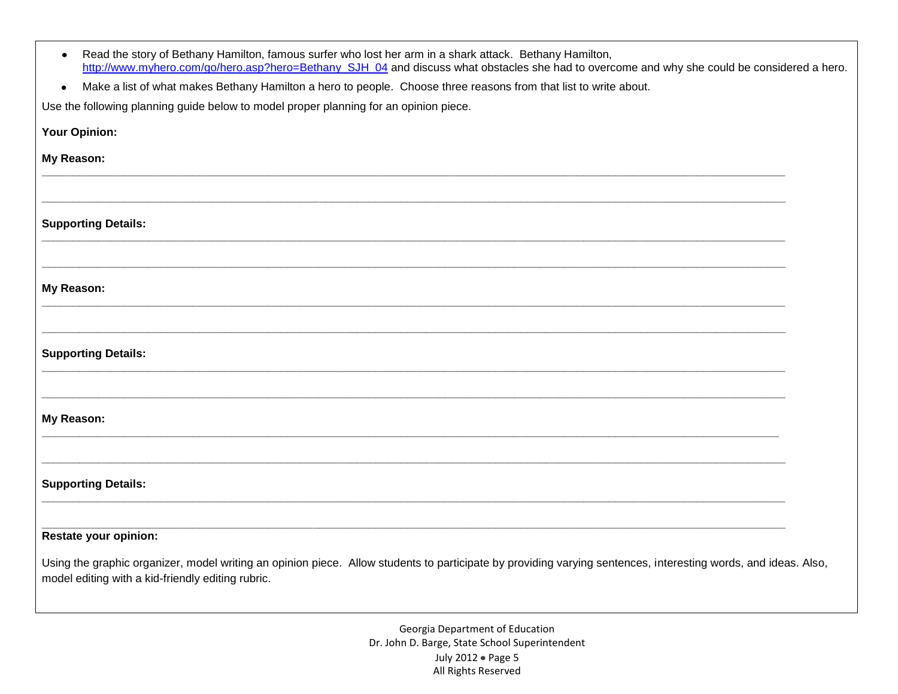- Read the story of Bethany Hamilton, famous surfer who lost her arm in a shark attack. Bethany Hamilton, [http://www.myhero.com/go/hero.asp?hero=Bethany_SJH_04](http://www.myhero.com/go/hero.asp?hero=Bethany_SJH_04) and discuss what obstacles she had to overcome and why she could be considered a hero.
- Make a list of what makes Bethany Hamilton a hero to people. Choose three reasons from that list to write about.

Use the following planning guide below to model proper planning for an opinion piece.

**Your Opinion:**

**My Reason:**

______________________________________________________________________________________________

______________________________________________________________________________________________

**Supporting Details:**

______________________________________________________________________________________________

______________________________________________________________________________________________

**My Reason:**

______________________________________________________________________________________________

______________________________________________________________________________________________

**Supporting Details:**

______________________________________________________________________________________________

______________________________________________________________________________________________

**My Reason:**

______________________________________________________________________________________________

______________________________________________________________________________________________

**Supporting Details:**

______________________________________________________________________________________________

______________________________________________________________________________________________

**Restate your opinion:**

Using the graphic organizer, model writing an opinion piece. Allow students to participate by providing varying sentences, interesting words, and ideas. Also, model editing with a kid-friendly editing rubric.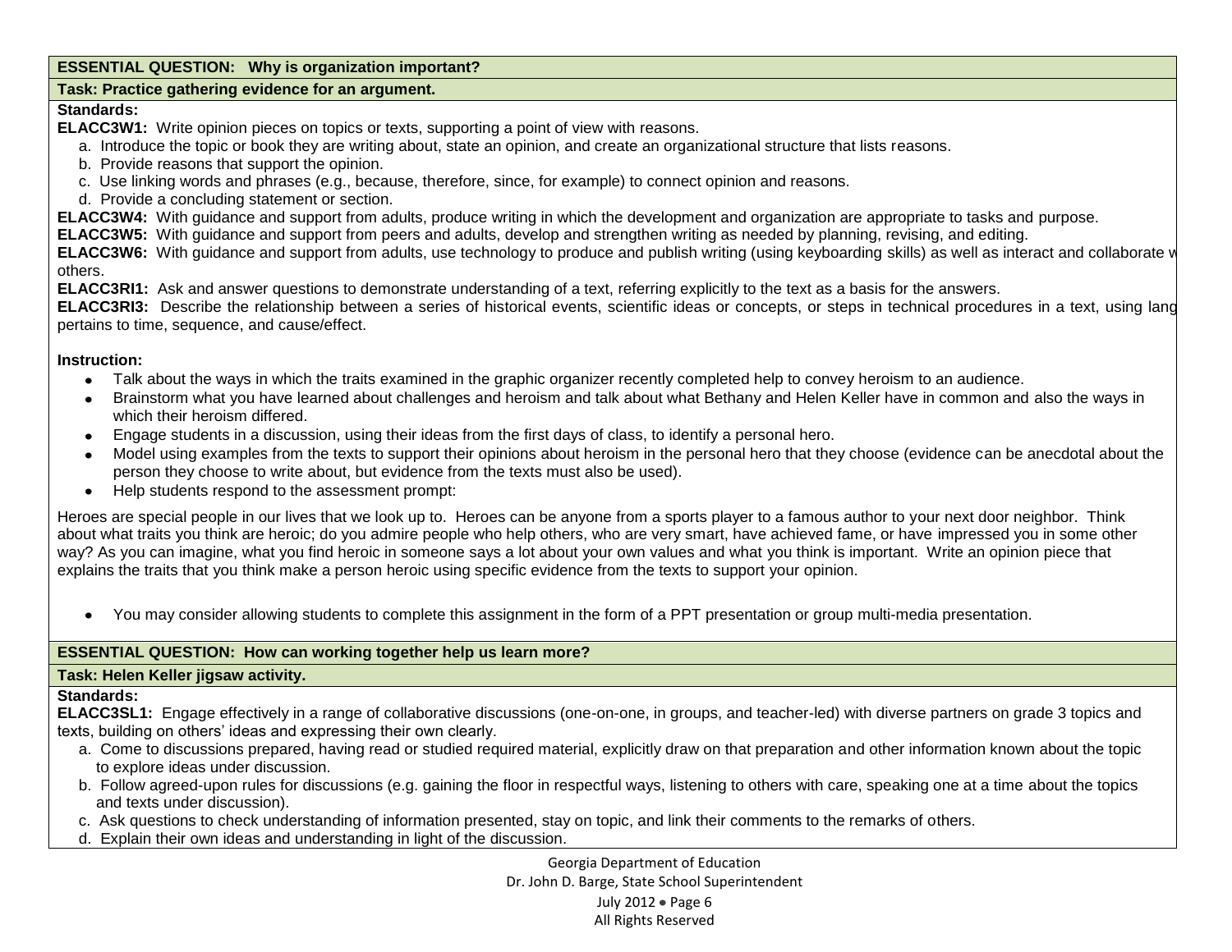**ESSENTIAL QUESTION: Why is organization important?**

**Task: Practice gathering evidence for an argument.**

**Standards:**

**ELACC3W1:** Write opinion pieces on topics or texts, supporting a point of view with reasons.

a. Introduce the topic or book they are writing about, state an opinion, and create an organizational structure that lists reasons.
b. Provide reasons that support the opinion.
c. Use linking words and phrases (e.g., because, therefore, since, for example) to connect opinion and reasons.
d. Provide a concluding statement or section.

**ELACC3W4:** With guidance and support from adults, produce writing in which the development and organization are appropriate to tasks and purpose.

**ELACC3W5:** With guidance and support from peers and adults, develop and strengthen writing as needed by planning, revising, and editing.

**ELACC3W6:** With guidance and support from adults, use technology to produce and publish writing (using keyboarding skills) as well as interact and collaborate w others.

**ELACC3RI1:** Ask and answer questions to demonstrate understanding of a text, referring explicitly to the text as a basis for the answers.

**ELACC3RI3:** Describe the relationship between a series of historical events, scientific ideas or concepts, or steps in technical procedures in a text, using lang pertains to time, sequence, and cause/effect.

**Instruction:**

- Talk about the ways in which the traits examined in the graphic organizer recently completed help to convey heroism to an audience.
- Brainstorm what you have learned about challenges and heroism and talk about what Bethany and Helen Keller have in common and also the ways in which their heroism differed.
- Engage students in a discussion, using their ideas from the first days of class, to identify a personal hero.
- Model using examples from the texts to support their opinions about heroism in the personal hero that they choose (evidence can be anecdotal about the person they choose to write about, but evidence from the texts must also be used).
- Help students respond to the assessment prompt:

Heroes are special people in our lives that we look up to. Heroes can be anyone from a sports player to a famous author to your next door neighbor. Think about what traits you think are heroic; do you admire people who help others, who are very smart, have achieved fame, or have impressed you in some other way? As you can imagine, what you find heroic in someone says a lot about your own values and what you think is important. Write an opinion piece that explains the traits that you think make a person heroic using specific evidence from the texts to support your opinion.

- You may consider allowing students to complete this assignment in the form of a PPT presentation or group multi-media presentation.

**ESSENTIAL QUESTION: How can working together help us learn more?**

**Task: Helen Keller jigsaw activity.**

**Standards:**

**ELACC3SL1:** Engage effectively in a range of collaborative discussions (one-on-one, in groups, and teacher-led) with diverse partners on grade 3 topics and texts, building on others' ideas and expressing their own clearly.

a. Come to discussions prepared, having read or studied required material, explicitly draw on that preparation and other information known about the topic to explore ideas under discussion.
b. Follow agreed-upon rules for discussions (e.g. gaining the floor in respectful ways, listening to others with care, speaking one at a time about the topics and texts under discussion).
c. Ask questions to check understanding of information presented, stay on topic, and link their comments to the remarks of others.
d. Explain their own ideas and understanding in light of the discussion.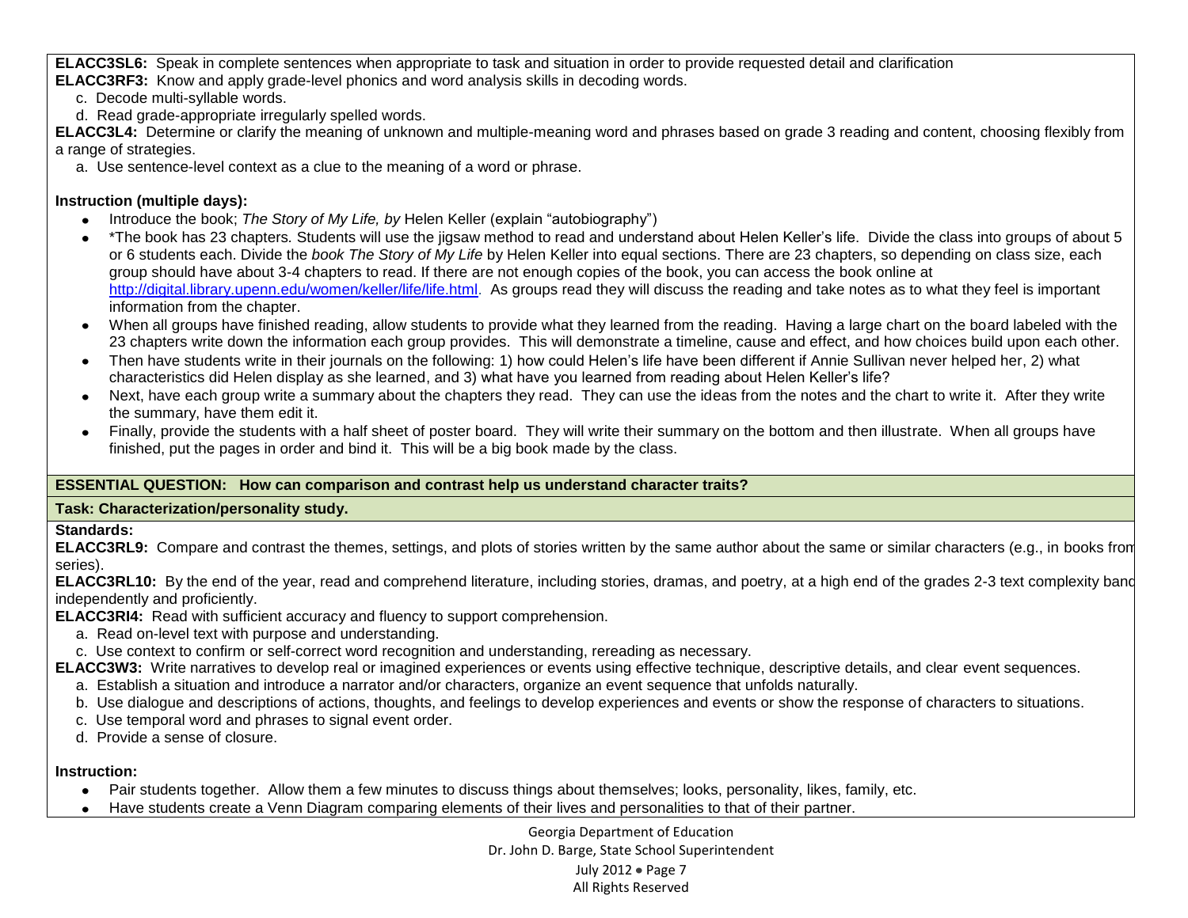**ELACC3SL6:** Speak in complete sentences when appropriate to task and situation in order to provide requested detail and clarification

**ELACC3RF3:** Know and apply grade-level phonics and word analysis skills in decoding words.

c. Decode multi-syllable words.

d. Read grade-appropriate irregularly spelled words.

**ELACC3L4:** Determine or clarify the meaning of unknown and multiple-meaning word and phrases based on grade 3 reading and content, choosing flexibly from a range of strategies.

a. Use sentence-level context as a clue to the meaning of a word or phrase.

**Instruction (multiple days):**

- Introduce the book; *The Story of My Life, by* Helen Keller (explain "autobiography")
- *The book has 23 chapters. Students will use the jigsaw method to read and understand about Helen Keller's life. Divide the class into groups of about 5 or 6 students each. Divide the *book The Story of My Life* by Helen Keller into equal sections. There are 23 chapters, so depending on class size, each group should have about 3-4 chapters to read. If there are not enough copies of the book, you can access the book online at [http://digital.library.upenn.edu/women/keller/life/life.html](http://digital.library.upenn.edu/women/keller/life/life.html). As groups read they will discuss the reading and take notes as to what they feel is important information from the chapter.
- When all groups have finished reading, allow students to provide what they learned from the reading. Having a large chart on the board labeled with the 23 chapters write down the information each group provides. This will demonstrate a timeline, cause and effect, and how choices build upon each other.
- Then have students write in their journals on the following: 1) how could Helen's life have been different if Annie Sullivan never helped her, 2) what characteristics did Helen display as she learned, and 3) what have you learned from reading about Helen Keller's life?
- Next, have each group write a summary about the chapters they read. They can use the ideas from the notes and the chart to write it. After they write the summary, have them edit it.
- Finally, provide the students with a half sheet of poster board. They will write their summary on the bottom and then illustrate. When all groups have finished, put the pages in order and bind it. This will be a big book made by the class.

**ESSENTIAL QUESTION: How can comparison and contrast help us understand character traits?**

**Task: Characterization/personality study.**

**Standards:**

**ELACC3RL9:** Compare and contrast the themes, settings, and plots of stories written by the same author about the same or similar characters (e.g., in books from series).

**ELACC3RL10:** By the end of the year, read and comprehend literature, including stories, dramas, and poetry, at a high end of the grades 2-3 text complexity band independently and proficiently.

**ELACC3RI4:** Read with sufficient accuracy and fluency to support comprehension.

a. Read on-level text with purpose and understanding.

c. Use context to confirm or self-correct word recognition and understanding, rereading as necessary.

**ELACC3W3:** Write narratives to develop real or imagined experiences or events using effective technique, descriptive details, and clear event sequences.

a. Establish a situation and introduce a narrator and/or characters, organize an event sequence that unfolds naturally.

b. Use dialogue and descriptions of actions, thoughts, and feelings to develop experiences and events or show the response of characters to situations.

c. Use temporal word and phrases to signal event order.

d. Provide a sense of closure.

**Instruction:**

- Pair students together. Allow them a few minutes to discuss things about themselves; looks, personality, likes, family, etc.
- Have students create a Venn Diagram comparing elements of their lives and personalities to that of their partner.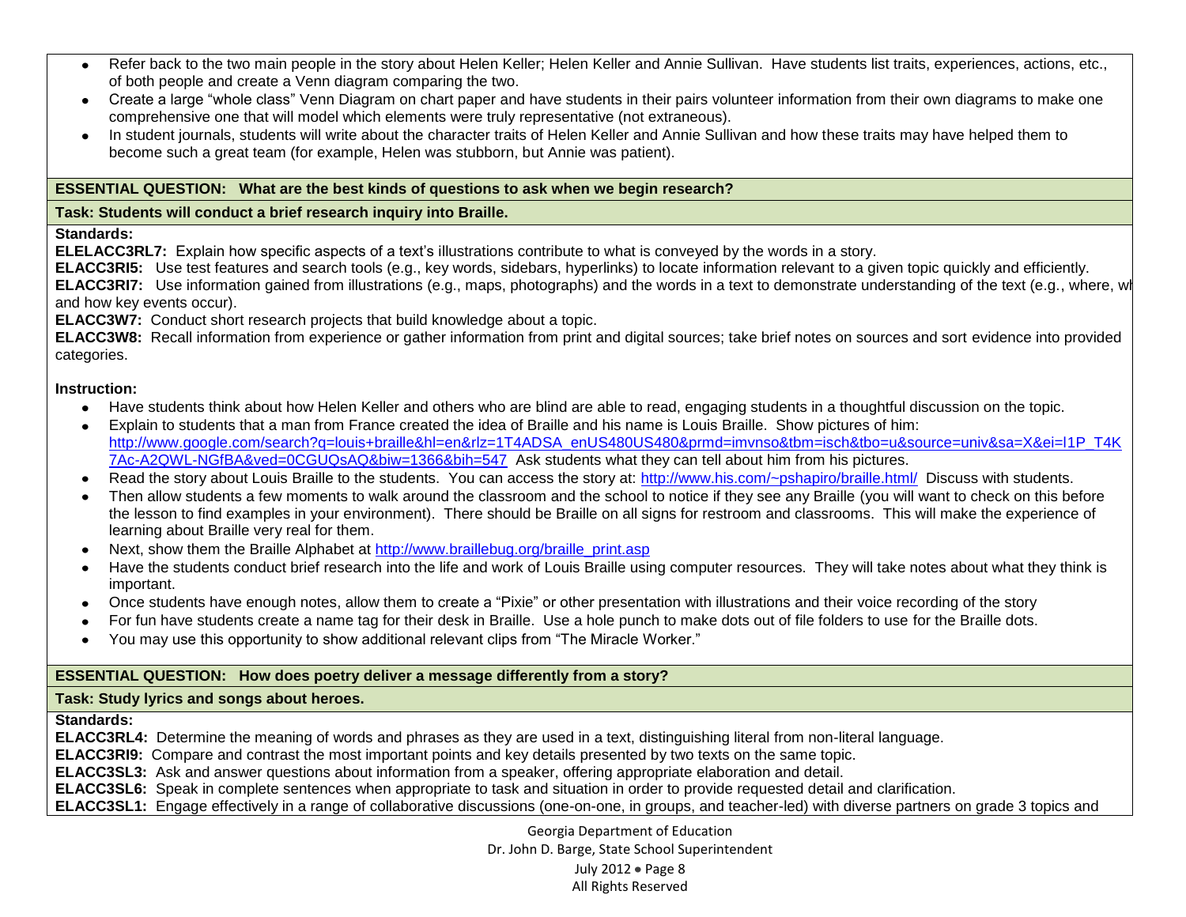- Refer back to the two main people in the story about Helen Keller; Helen Keller and Annie Sullivan. Have students list traits, experiences, actions, etc., of both people and create a Venn diagram comparing the two.
- Create a large "whole class" Venn Diagram on chart paper and have students in their pairs volunteer information from their own diagrams to make one comprehensive one that will model which elements were truly representative (not extraneous).
- In student journals, students will write about the character traits of Helen Keller and Annie Sullivan and how these traits may have helped them to become such a great team (for example, Helen was stubborn, but Annie was patient).

**ESSENTIAL QUESTION: What are the best kinds of questions to ask when we begin research?**

**Task: Students will conduct a brief research inquiry into Braille.**

**Standards:**

**ELELACC3RL7:** Explain how specific aspects of a text's illustrations contribute to what is conveyed by the words in a story.
**ELACC3RI5:** Use test features and search tools (e.g., key words, sidebars, hyperlinks) to locate information relevant to a given topic quickly and efficiently.
**ELACC3RI7:** Use information gained from illustrations (e.g., maps, photographs) and the words in a text to demonstrate understanding of the text (e.g., where, wh and how key events occur).
**ELACC3W7:** Conduct short research projects that build knowledge about a topic.
**ELACC3W8:** Recall information from experience or gather information from print and digital sources; take brief notes on sources and sort evidence into provided categories.

**Instruction:**

- Have students think about how Helen Keller and others who are blind are able to read, engaging students in a thoughtful discussion on the topic.
- Explain to students that a man from France created the idea of Braille and his name is Louis Braille. Show pictures of him: http://www.google.com/search?q=louis+braille&hl=en&rlz=1T4ADSA_enUS480US480&prmd=imvnso&tbm=isch&tbo=u&source=univ&sa=X&ei=l1P_T4K7Ac-A2QWL-NGfBA&ved=0CGUQsAQ&biw=1366&bih=547 Ask students what they can tell about him from his pictures.
- Read the story about Louis Braille to the students. You can access the story at: http://www.his.com/~pshapiro/braille.html/ Discuss with students.
- Then allow students a few moments to walk around the classroom and the school to notice if they see any Braille (you will want to check on this before the lesson to find examples in your environment). There should be Braille on all signs for restroom and classrooms. This will make the experience of learning about Braille very real for them.
- Next, show them the Braille Alphabet at http://www.braillebug.org/braille_print.asp
- Have the students conduct brief research into the life and work of Louis Braille using computer resources. They will take notes about what they think is important.
- Once students have enough notes, allow them to create a "Pixie" or other presentation with illustrations and their voice recording of the story
- For fun have students create a name tag for their desk in Braille. Use a hole punch to make dots out of file folders to use for the Braille dots.
- You may use this opportunity to show additional relevant clips from "The Miracle Worker."

**ESSENTIAL QUESTION: How does poetry deliver a message differently from a story?**

**Task: Study lyrics and songs about heroes.**

**Standards:**

**ELACC3RL4:** Determine the meaning of words and phrases as they are used in a text, distinguishing literal from non-literal language.
**ELACC3RI9:** Compare and contrast the most important points and key details presented by two texts on the same topic.
**ELACC3SL3:** Ask and answer questions about information from a speaker, offering appropriate elaboration and detail.
**ELACC3SL6:** Speak in complete sentences when appropriate to task and situation in order to provide requested detail and clarification.
**ELACC3SL1:** Engage effectively in a range of collaborative discussions (one-on-one, in groups, and teacher-led) with diverse partners on grade 3 topics and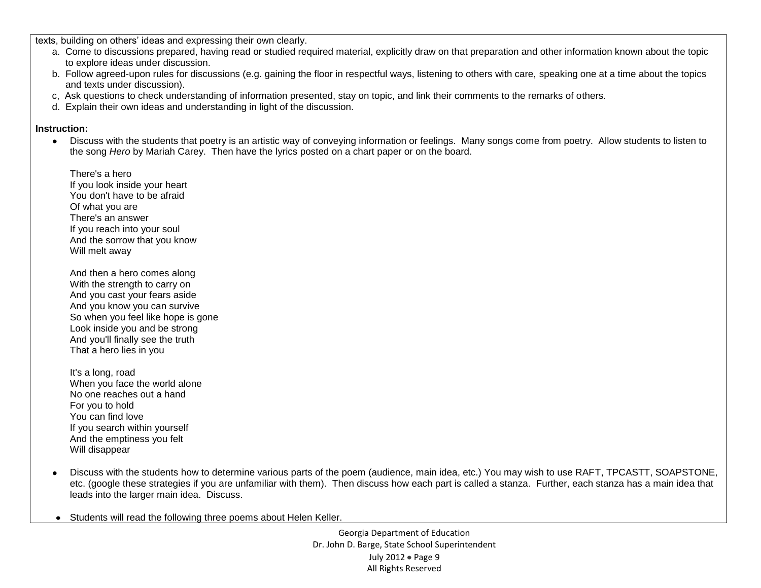texts, building on others' ideas and expressing their own clearly.

a. Come to discussions prepared, having read or studied required material, explicitly draw on that preparation and other information known about the topic to explore ideas under discussion.
b. Follow agreed-upon rules for discussions (e.g. gaining the floor in respectful ways, listening to others with care, speaking one at a time about the topics and texts under discussion).
c, Ask questions to check understanding of information presented, stay on topic, and link their comments to the remarks of others.
d. Explain their own ideas and understanding in light of the discussion.

**Instruction:**

- Discuss with the students that poetry is an artistic way of conveying information or feelings. Many songs come from poetry. Allow students to listen to the song *Hero* by Mariah Carey. Then have the lyrics posted on a chart paper or on the board.

  There's a hero
  If you look inside your heart
  You don't have to be afraid
  Of what you are
  There's an answer
  If you reach into your soul
  And the sorrow that you know
  Will melt away

  And then a hero comes along
  With the strength to carry on
  And you cast your fears aside
  And you know you can survive
  So when you feel like hope is gone
  Look inside you and be strong
  And you'll finally see the truth
  That a hero lies in you

  It's a long, road
  When you face the world alone
  No one reaches out a hand
  For you to hold
  You can find love
  If you search within yourself
  And the emptiness you felt
  Will disappear

- Discuss with the students how to determine various parts of the poem (audience, main idea, etc.) You may wish to use RAFT, TPCASTT, SOAPSTONE, etc. (google these strategies if you are unfamiliar with them). Then discuss how each part is called a stanza. Further, each stanza has a main idea that leads into the larger main idea. Discuss.

- Students will read the following three poems about Helen Keller.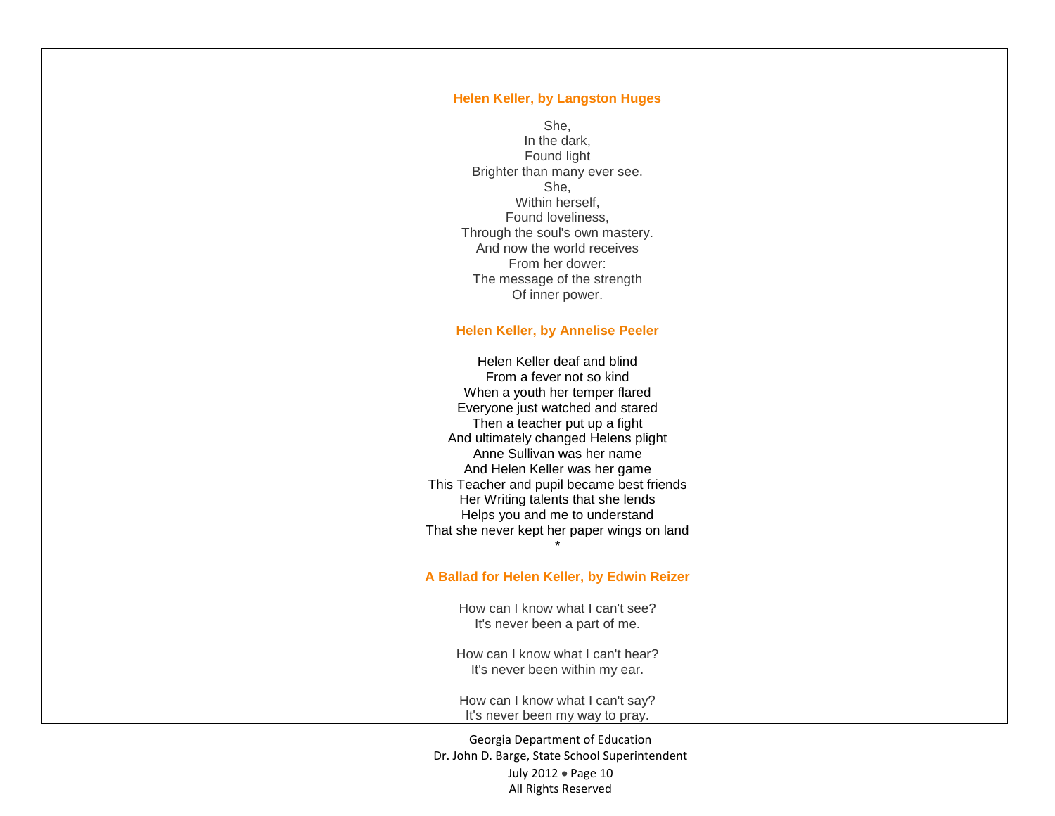### Helen Keller, by Langston Huges

She,  
In the dark,  
Found light  
Brighter than many ever see.  
She,  
Within herself,  
Found loveliness,  
Through the soul's own mastery.  
And now the world receives  
From her dower:  
The message of the strength  
Of inner power.

### Helen Keller, by Annelise Peeler

Helen Keller deaf and blind  
From a fever not so kind  
When a youth her temper flared  
Everyone just watched and stared  
Then a teacher put up a fight  
And ultimately changed Helens plight  
Anne Sullivan was her name  
And Helen Keller was her game  
This Teacher and pupil became best friends  
Her Writing talents that she lends  
Helps you and me to understand  
That she never kept her paper wings on land  
*

### A Ballad for Helen Keller, by Edwin Reizer

How can I know what I can't see?  
It's never been a part of me.

How can I know what I can't hear?  
It's never been within my ear.

How can I know what I can't say?  
It's never been my way to pray.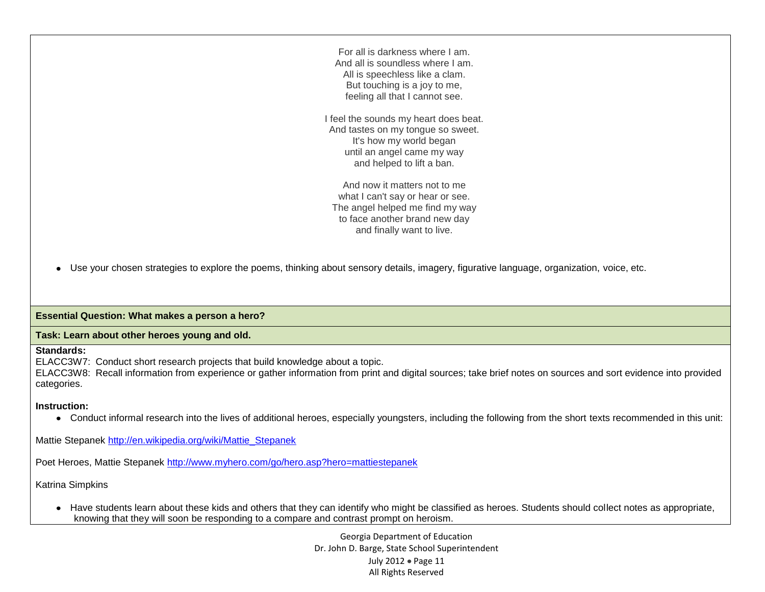For all is darkness where I am.
And all is soundless where I am.
All is speechless like a clam.
But touching is a joy to me,
feeling all that I cannot see.

I feel the sounds my heart does beat.
And tastes on my tongue so sweet.
It's how my world began
until an angel came my way
and helped to lift a ban.

And now it matters not to me
what I can't say or hear or see.
The angel helped me find my way
to face another brand new day
and finally want to live.

- Use your chosen strategies to explore the poems, thinking about sensory details, imagery, figurative language, organization, voice, etc.

**Essential Question: What makes a person a hero?**

**Task: Learn about other heroes young and old.**

**Standards:**
ELACC3W7: Conduct short research projects that build knowledge about a topic.
ELACC3W8: Recall information from experience or gather information from print and digital sources; take brief notes on sources and sort evidence into provided categories.

**Instruction:**

- Conduct informal research into the lives of additional heroes, especially youngsters, including the following from the short texts recommended in this unit:

Mattie Stepanek http://en.wikipedia.org/wiki/Mattie_Stepanek

Poet Heroes, Mattie Stepanek http://www.myhero.com/go/hero.asp?hero=mattiestepanek

Katrina Simpkins

- Have students learn about these kids and others that they can identify who might be classified as heroes. Students should collect notes as appropriate, knowing that they will soon be responding to a compare and contrast prompt on heroism.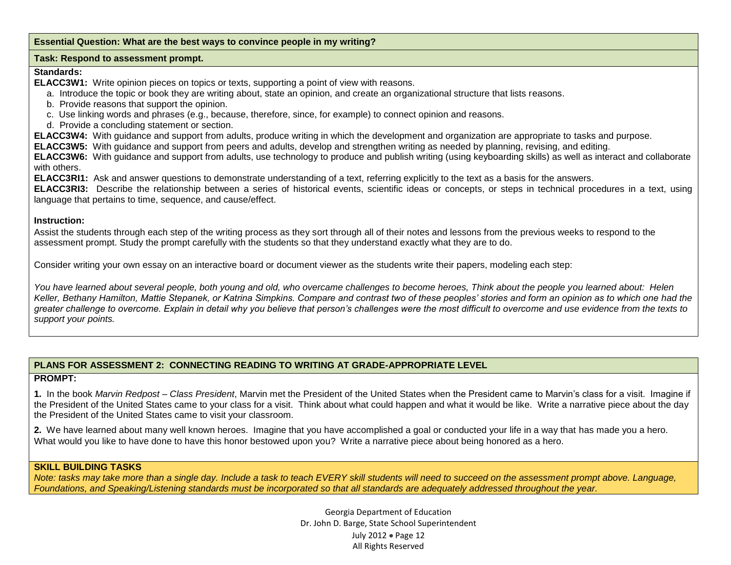**Essential Question: What are the best ways to convince people in my writing?**

**Task: Respond to assessment prompt.**

**Standards:**

**ELACC3W1:** Write opinion pieces on topics or texts, supporting a point of view with reasons.

a. Introduce the topic or book they are writing about, state an opinion, and create an organizational structure that lists reasons.
b. Provide reasons that support the opinion.
c. Use linking words and phrases (e.g., because, therefore, since, for example) to connect opinion and reasons.
d. Provide a concluding statement or section.

**ELACC3W4:** With guidance and support from adults, produce writing in which the development and organization are appropriate to tasks and purpose.

**ELACC3W5:** With guidance and support from peers and adults, develop and strengthen writing as needed by planning, revising, and editing.

**ELACC3W6:** With guidance and support from adults, use technology to produce and publish writing (using keyboarding skills) as well as interact and collaborate with others.

**ELACC3RI1:** Ask and answer questions to demonstrate understanding of a text, referring explicitly to the text as a basis for the answers.

**ELACC3RI3:** Describe the relationship between a series of historical events, scientific ideas or concepts, or steps in technical procedures in a text, using language that pertains to time, sequence, and cause/effect.

**Instruction:**

Assist the students through each step of the writing process as they sort through all of their notes and lessons from the previous weeks to respond to the assessment prompt. Study the prompt carefully with the students so that they understand exactly what they are to do.

Consider writing your own essay on an interactive board or document viewer as the students write their papers, modeling each step:

*You have learned about several people, both young and old, who overcame challenges to become heroes, Think about the people you learned about: Helen Keller, Bethany Hamilton, Mattie Stepanek, or Katrina Simpkins. Compare and contrast two of these peoples' stories and form an opinion as to which one had the greater challenge to overcome. Explain in detail why you believe that person's challenges were the most difficult to overcome and use evidence from the texts to support your points.*

## PLANS FOR ASSESSMENT 2: CONNECTING READING TO WRITING AT GRADE-APPROPRIATE LEVEL

**PROMPT:**

**1.** In the book *Marvin Redpost – Class President*, Marvin met the President of the United States when the President came to Marvin's class for a visit. Imagine if the President of the United States came to your class for a visit. Think about what could happen and what it would be like. Write a narrative piece about the day the President of the United States came to visit your classroom.

**2.** We have learned about many well known heroes. Imagine that you have accomplished a goal or conducted your life in a way that has made you a hero. What would you like to have done to have this honor bestowed upon you? Write a narrative piece about being honored as a hero.

**SKILL BUILDING TASKS**

*Note: tasks may take more than a single day. Include a task to teach EVERY skill students will need to succeed on the assessment prompt above. Language, Foundations, and Speaking/Listening standards must be incorporated so that all standards are adequately addressed throughout the year.*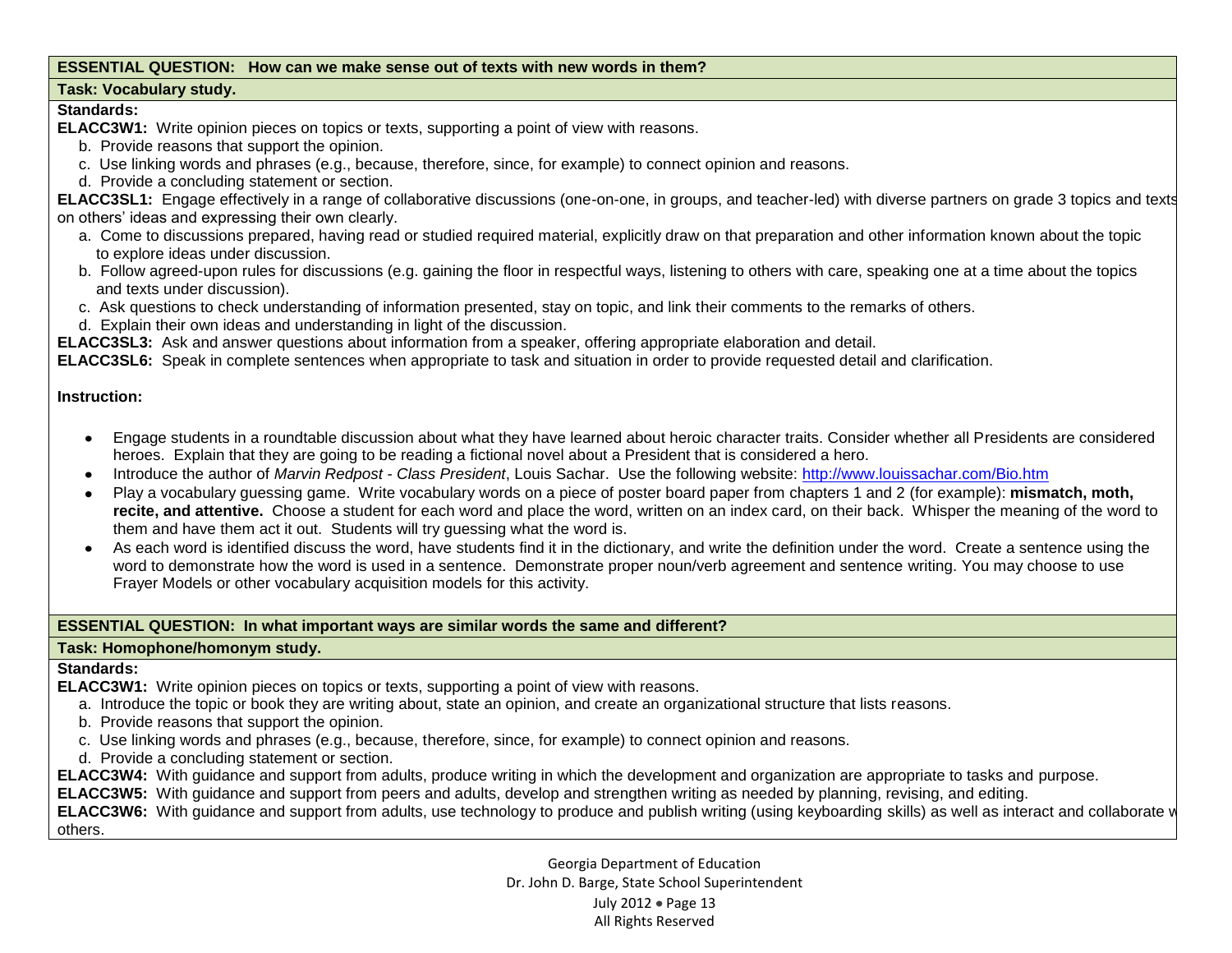**ESSENTIAL QUESTION: How can we make sense out of texts with new words in them?**

**Task: Vocabulary study.**

**Standards:**

**ELACC3W1:** Write opinion pieces on topics or texts, supporting a point of view with reasons.

b. Provide reasons that support the opinion.
c. Use linking words and phrases (e.g., because, therefore, since, for example) to connect opinion and reasons.
d. Provide a concluding statement or section.

**ELACC3SL1:** Engage effectively in a range of collaborative discussions (one-on-one, in groups, and teacher-led) with diverse partners on grade 3 topics and texts on others' ideas and expressing their own clearly.

a. Come to discussions prepared, having read or studied required material, explicitly draw on that preparation and other information known about the topic to explore ideas under discussion.
b. Follow agreed-upon rules for discussions (e.g. gaining the floor in respectful ways, listening to others with care, speaking one at a time about the topics and texts under discussion).
c. Ask questions to check understanding of information presented, stay on topic, and link their comments to the remarks of others.
d. Explain their own ideas and understanding in light of the discussion.

**ELACC3SL3:** Ask and answer questions about information from a speaker, offering appropriate elaboration and detail.

**ELACC3SL6:** Speak in complete sentences when appropriate to task and situation in order to provide requested detail and clarification.

**Instruction:**

- Engage students in a roundtable discussion about what they have learned about heroic character traits. Consider whether all Presidents are considered heroes. Explain that they are going to be reading a fictional novel about a President that is considered a hero.
- Introduce the author of *Marvin Redpost - Class President*, Louis Sachar. Use the following website: http://www.louissachar.com/Bio.htm
- Play a vocabulary guessing game. Write vocabulary words on a piece of poster board paper from chapters 1 and 2 (for example): **mismatch, moth, recite, and attentive.** Choose a student for each word and place the word, written on an index card, on their back. Whisper the meaning of the word to them and have them act it out. Students will try guessing what the word is.
- As each word is identified discuss the word, have students find it in the dictionary, and write the definition under the word. Create a sentence using the word to demonstrate how the word is used in a sentence. Demonstrate proper noun/verb agreement and sentence writing. You may choose to use Frayer Models or other vocabulary acquisition models for this activity.

**ESSENTIAL QUESTION: In what important ways are similar words the same and different?**

**Task: Homophone/homonym study.**

**Standards:**

**ELACC3W1:** Write opinion pieces on topics or texts, supporting a point of view with reasons.

a. Introduce the topic or book they are writing about, state an opinion, and create an organizational structure that lists reasons.
b. Provide reasons that support the opinion.
c. Use linking words and phrases (e.g., because, therefore, since, for example) to connect opinion and reasons.
d. Provide a concluding statement or section.

**ELACC3W4:** With guidance and support from adults, produce writing in which the development and organization are appropriate to tasks and purpose.

**ELACC3W5:** With guidance and support from peers and adults, develop and strengthen writing as needed by planning, revising, and editing.

**ELACC3W6:** With guidance and support from adults, use technology to produce and publish writing (using keyboarding skills) as well as interact and collaborate w others.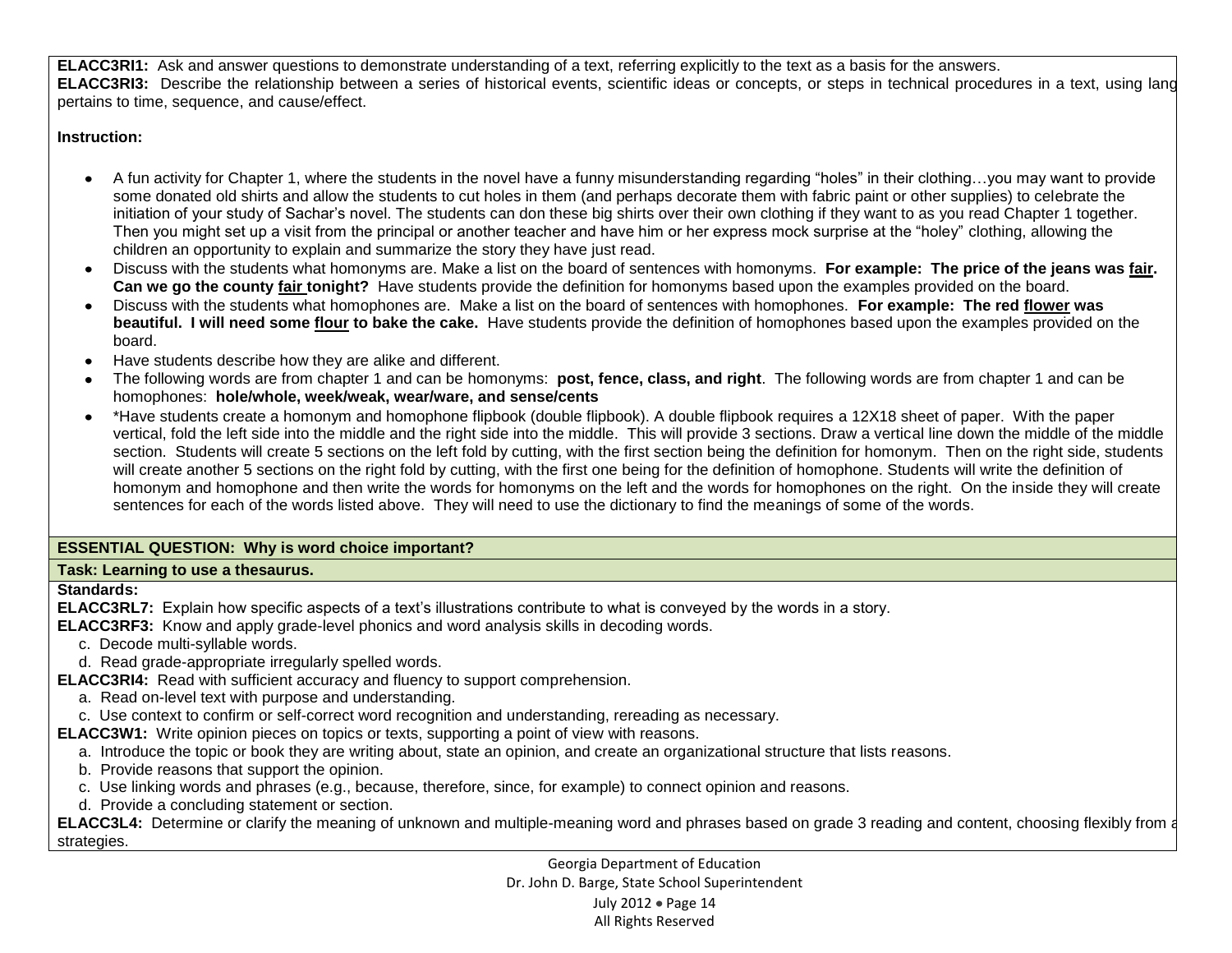**ELACC3RI1:** Ask and answer questions to demonstrate understanding of a text, referring explicitly to the text as a basis for the answers.
**ELACC3RI3:** Describe the relationship between a series of historical events, scientific ideas or concepts, or steps in technical procedures in a text, using lang pertains to time, sequence, and cause/effect.

**Instruction:**

- A fun activity for Chapter 1, where the students in the novel have a funny misunderstanding regarding "holes" in their clothing…you may want to provide some donated old shirts and allow the students to cut holes in them (and perhaps decorate them with fabric paint or other supplies) to celebrate the initiation of your study of Sachar's novel. The students can don these big shirts over their own clothing if they want to as you read Chapter 1 together. Then you might set up a visit from the principal or another teacher and have him or her express mock surprise at the "holey" clothing, allowing the children an opportunity to explain and summarize the story they have just read.
- Discuss with the students what homonyms are. Make a list on the board of sentences with homonyms. **For example: The price of the jeans was <u>fair</u>. Can we go the county <u>fair</u> tonight?** Have students provide the definition for homonyms based upon the examples provided on the board.
- Discuss with the students what homophones are. Make a list on the board of sentences with homophones. **For example: The red <u>flower</u> was beautiful. I will need some <u>flour</u> to bake the cake.** Have students provide the definition of homophones based upon the examples provided on the board.
- Have students describe how they are alike and different.
- The following words are from chapter 1 and can be homonyms: **post, fence, class, and right**. The following words are from chapter 1 and can be homophones: **hole/whole, week/weak, wear/ware, and sense/cents**
- *Have students create a homonym and homophone flipbook (double flipbook). A double flipbook requires a 12X18 sheet of paper. With the paper vertical, fold the left side into the middle and the right side into the middle. This will provide 3 sections. Draw a vertical line down the middle of the middle section. Students will create 5 sections on the left fold by cutting, with the first section being the definition for homonym. Then on the right side, students will create another 5 sections on the right fold by cutting, with the first one being for the definition of homophone. Students will write the definition of homonym and homophone and then write the words for homonyms on the left and the words for homophones on the right. On the inside they will create sentences for each of the words listed above. They will need to use the dictionary to find the meanings of some of the words.

**ESSENTIAL QUESTION: Why is word choice important?**

**Task: Learning to use a thesaurus.**

**Standards:**

**ELACC3RL7:** Explain how specific aspects of a text's illustrations contribute to what is conveyed by the words in a story.
**ELACC3RF3:** Know and apply grade-level phonics and word analysis skills in decoding words.
  c. Decode multi-syllable words.
  d. Read grade-appropriate irregularly spelled words.
**ELACC3RI4:** Read with sufficient accuracy and fluency to support comprehension.
  a. Read on-level text with purpose and understanding.
  c. Use context to confirm or self-correct word recognition and understanding, rereading as necessary.
**ELACC3W1:** Write opinion pieces on topics or texts, supporting a point of view with reasons.
  a. Introduce the topic or book they are writing about, state an opinion, and create an organizational structure that lists reasons.
  b. Provide reasons that support the opinion.
  c. Use linking words and phrases (e.g., because, therefore, since, for example) to connect opinion and reasons.
  d. Provide a concluding statement or section.
**ELACC3L4:** Determine or clarify the meaning of unknown and multiple-meaning word and phrases based on grade 3 reading and content, choosing flexibly from a strategies.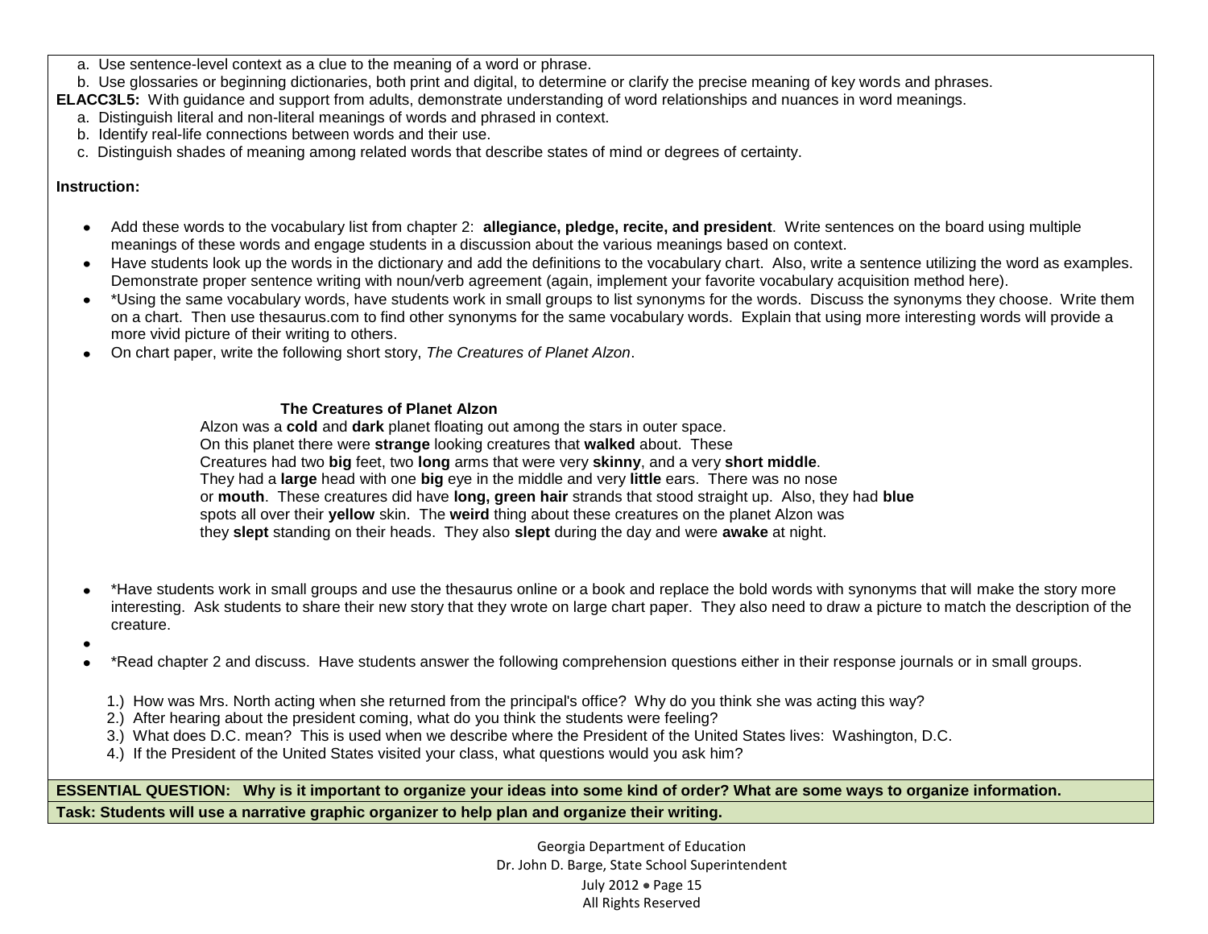a. Use sentence-level context as a clue to the meaning of a word or phrase.
b. Use glossaries or beginning dictionaries, both print and digital, to determine or clarify the precise meaning of key words and phrases.

**ELACC3L5:** With guidance and support from adults, demonstrate understanding of word relationships and nuances in word meanings.

a. Distinguish literal and non-literal meanings of words and phrased in context.
b. Identify real-life connections between words and their use.
c. Distinguish shades of meaning among related words that describe states of mind or degrees of certainty.

**Instruction:**

- Add these words to the vocabulary list from chapter 2: **allegiance, pledge, recite, and president**. Write sentences on the board using multiple meanings of these words and engage students in a discussion about the various meanings based on context.
- Have students look up the words in the dictionary and add the definitions to the vocabulary chart. Also, write a sentence utilizing the word as examples. Demonstrate proper sentence writing with noun/verb agreement (again, implement your favorite vocabulary acquisition method here).
- *Using the same vocabulary words, have students work in small groups to list synonyms for the words. Discuss the synonyms they choose. Write them on a chart. Then use thesaurus.com to find other synonyms for the same vocabulary words. Explain that using more interesting words will provide a more vivid picture of their writing to others.
- On chart paper, write the following short story, *The Creatures of Planet Alzon*.

**The Creatures of Planet Alzon**

Alzon was a **cold** and **dark** planet floating out among the stars in outer space. On this planet there were **strange** looking creatures that **walked** about. These Creatures had two **big** feet, two **long** arms that were very **skinny**, and a very **short middle**. They had a **large** head with one **big** eye in the middle and very **little** ears. There was no nose or **mouth**. These creatures did have **long, green hair** strands that stood straight up. Also, they had **blue** spots all over their **yellow** skin. The **weird** thing about these creatures on the planet Alzon was they **slept** standing on their heads. They also **slept** during the day and were **awake** at night.

- *Have students work in small groups and use the thesaurus online or a book and replace the bold words with synonyms that will make the story more interesting. Ask students to share their new story that they wrote on large chart paper. They also need to draw a picture to match the description of the creature.
- 
- *Read chapter 2 and discuss. Have students answer the following comprehension questions either in their response journals or in small groups.

1.) How was Mrs. North acting when she returned from the principal's office? Why do you think she was acting this way?
2.) After hearing about the president coming, what do you think the students were feeling?
3.) What does D.C. mean? This is used when we describe where the President of the United States lives: Washington, D.C.
4.) If the President of the United States visited your class, what questions would you ask him?

**ESSENTIAL QUESTION: Why is it important to organize your ideas into some kind of order? What are some ways to organize information.**

**Task: Students will use a narrative graphic organizer to help plan and organize their writing.**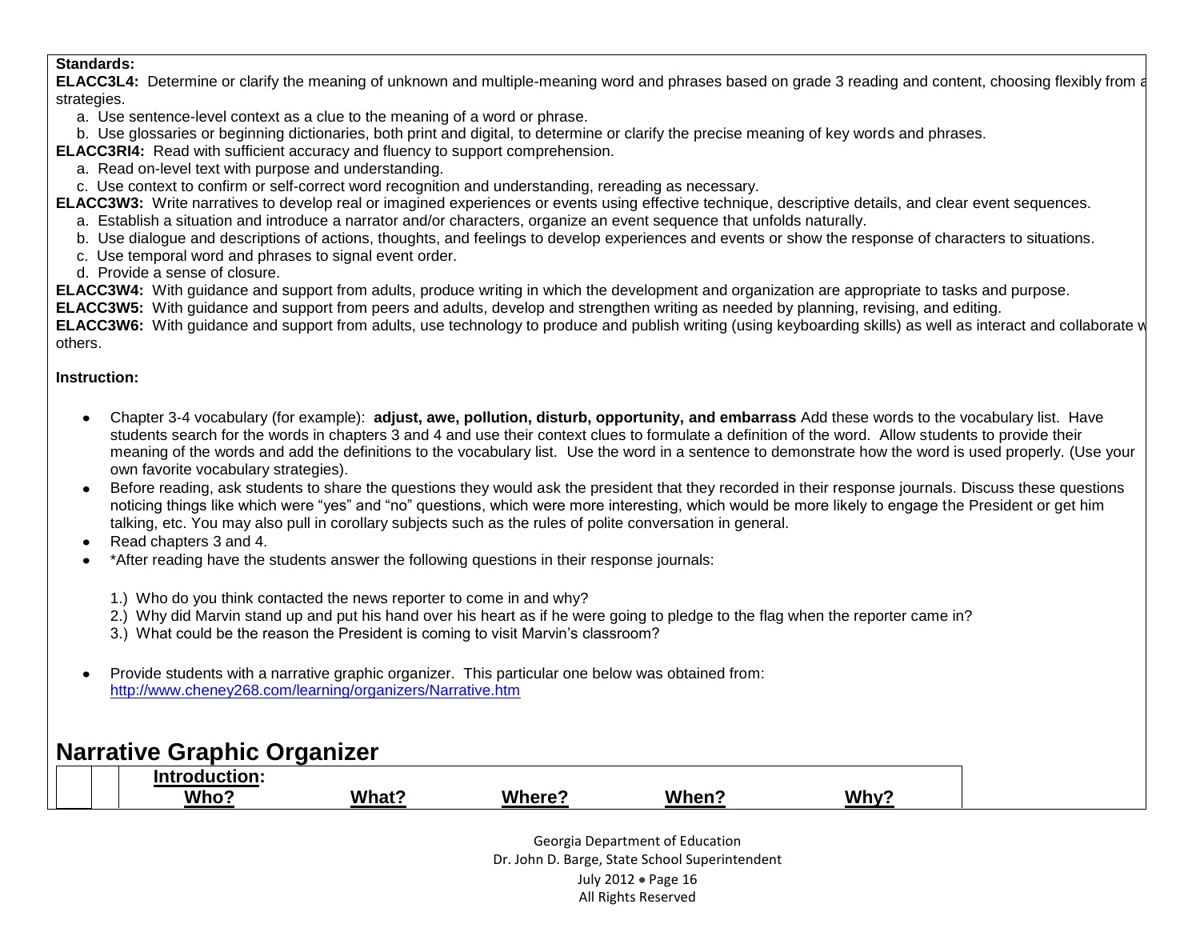**Standards:**

**ELACC3L4:** Determine or clarify the meaning of unknown and multiple-meaning word and phrases based on grade 3 reading and content, choosing flexibly from a strategies.

a. Use sentence-level context as a clue to the meaning of a word or phrase.

b. Use glossaries or beginning dictionaries, both print and digital, to determine or clarify the precise meaning of key words and phrases.

**ELACC3RI4:** Read with sufficient accuracy and fluency to support comprehension.

a. Read on-level text with purpose and understanding.

c. Use context to confirm or self-correct word recognition and understanding, rereading as necessary.

**ELACC3W3:** Write narratives to develop real or imagined experiences or events using effective technique, descriptive details, and clear event sequences.

a. Establish a situation and introduce a narrator and/or characters, organize an event sequence that unfolds naturally.

b. Use dialogue and descriptions of actions, thoughts, and feelings to develop experiences and events or show the response of characters to situations.

c. Use temporal word and phrases to signal event order.

d. Provide a sense of closure.

**ELACC3W4:** With guidance and support from adults, produce writing in which the development and organization are appropriate to tasks and purpose.

**ELACC3W5:** With guidance and support from peers and adults, develop and strengthen writing as needed by planning, revising, and editing.

**ELACC3W6:** With guidance and support from adults, use technology to produce and publish writing (using keyboarding skills) as well as interact and collaborate w others.

**Instruction:**

- Chapter 3-4 vocabulary (for example): **adjust, awe, pollution, disturb, opportunity, and embarrass** Add these words to the vocabulary list. Have students search for the words in chapters 3 and 4 and use their context clues to formulate a definition of the word. Allow students to provide their meaning of the words and add the definitions to the vocabulary list. Use the word in a sentence to demonstrate how the word is used properly. (Use your own favorite vocabulary strategies).
- Before reading, ask students to share the questions they would ask the president that they recorded in their response journals. Discuss these questions noticing things like which were "yes" and "no" questions, which were more interesting, which would be more likely to engage the President or get him talking, etc. You may also pull in corollary subjects such as the rules of polite conversation in general.
- Read chapters 3 and 4.
- *After reading have the students answer the following questions in their response journals:

  1.) Who do you think contacted the news reporter to come in and why?
  2.) Why did Marvin stand up and put his hand over his heart as if he were going to pledge to the flag when the reporter came in?
  3.) What could be the reason the President is coming to visit Marvin's classroom?

- Provide students with a narrative graphic organizer. This particular one below was obtained from: http://www.cheney268.com/learning/organizers/Narrative.htm

## Narrative Graphic Organizer

| **Introduction:** | | | | |
|---|---|---|---|---|
| **Who?** | **What?** | **Where?** | **When?** | **Why?** |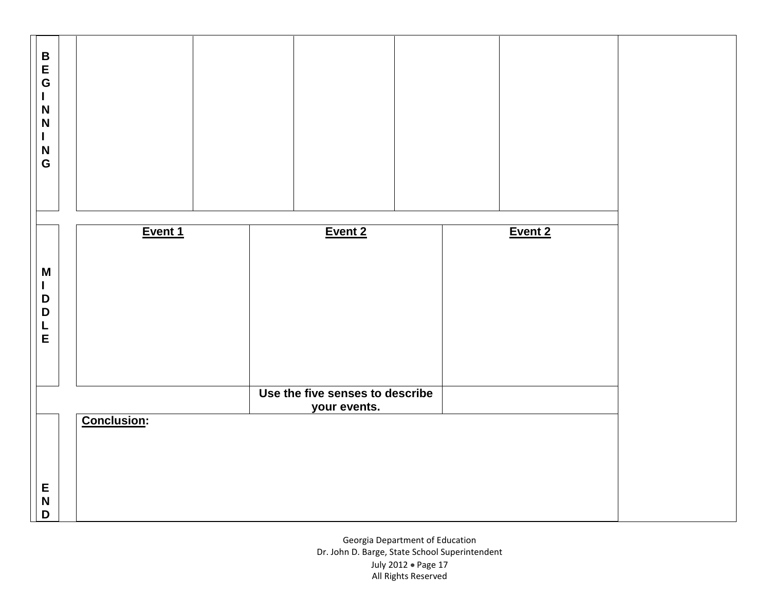| | | | | | |
|---|---|---|---|---|---|
| **BEGINNING** | | | | | |

| | Event 1 | Event 2 | Event 2 |
|---|---|---|---|
| **MIDDLE** | | | |
| | | **Use the five senses to describe your events.** | |

| | |
|---|---|
| **END** | **Conclusion:** |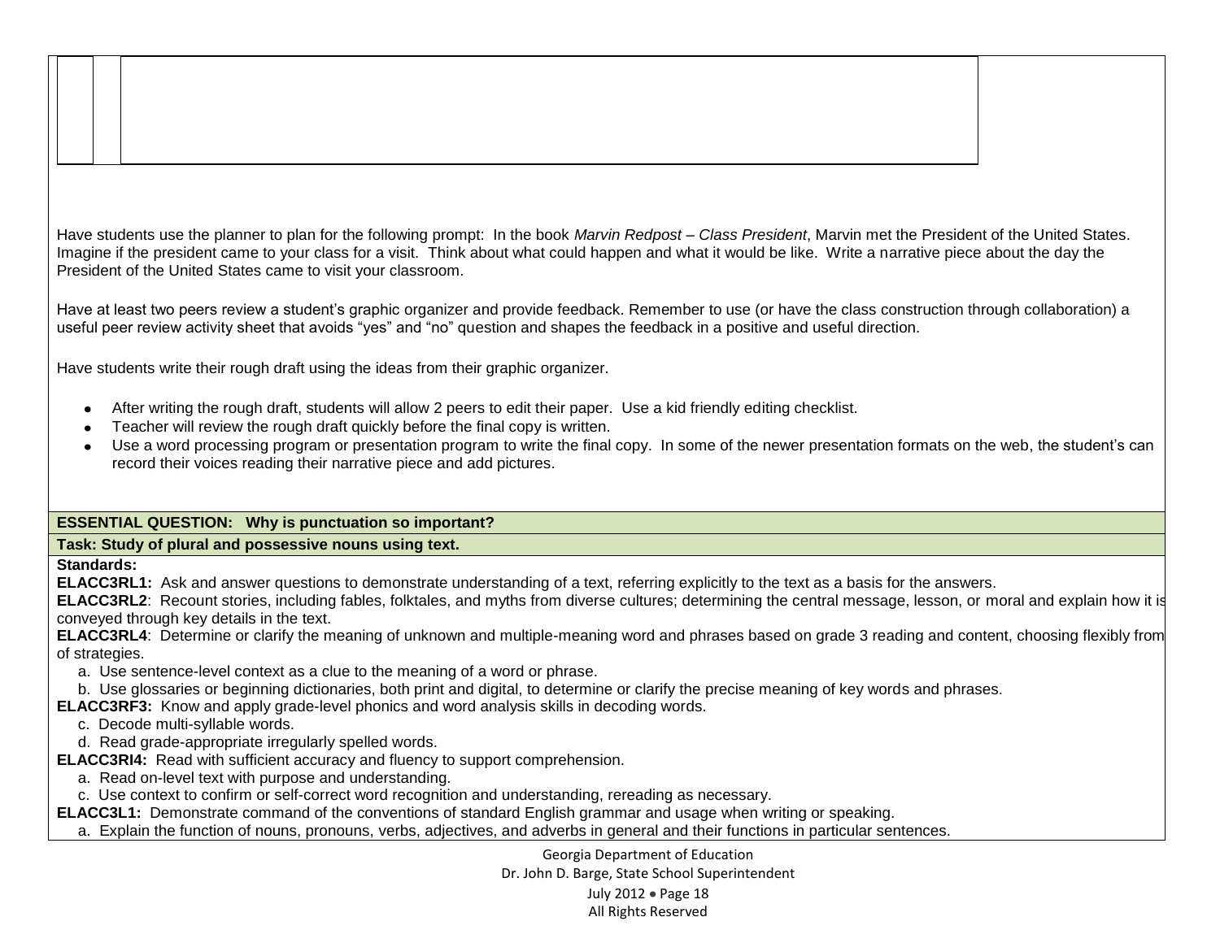| | | |
|---|---|---|
| | | |

Have students use the planner to plan for the following prompt: In the book *Marvin Redpost – Class President*, Marvin met the President of the United States. Imagine if the president came to your class for a visit. Think about what could happen and what it would be like. Write a narrative piece about the day the President of the United States came to visit your classroom.

Have at least two peers review a student's graphic organizer and provide feedback. Remember to use (or have the class construction through collaboration) a useful peer review activity sheet that avoids "yes" and "no" question and shapes the feedback in a positive and useful direction.

Have students write their rough draft using the ideas from their graphic organizer.

- After writing the rough draft, students will allow 2 peers to edit their paper. Use a kid friendly editing checklist.
- Teacher will review the rough draft quickly before the final copy is written.
- Use a word processing program or presentation program to write the final copy. In some of the newer presentation formats on the web, the student's can record their voices reading their narrative piece and add pictures.

**ESSENTIAL QUESTION: Why is punctuation so important?**

**Task: Study of plural and possessive nouns using text.**

**Standards:**

**ELACC3RL1:** Ask and answer questions to demonstrate understanding of a text, referring explicitly to the text as a basis for the answers.

**ELACC3RL2**: Recount stories, including fables, folktales, and myths from diverse cultures; determining the central message, lesson, or moral and explain how it is conveyed through key details in the text.

**ELACC3RL4**: Determine or clarify the meaning of unknown and multiple-meaning word and phrases based on grade 3 reading and content, choosing flexibly from of strategies.

a. Use sentence-level context as a clue to the meaning of a word or phrase.
b. Use glossaries or beginning dictionaries, both print and digital, to determine or clarify the precise meaning of key words and phrases.

**ELACC3RF3:** Know and apply grade-level phonics and word analysis skills in decoding words.

c. Decode multi-syllable words.
d. Read grade-appropriate irregularly spelled words.

**ELACC3RI4:** Read with sufficient accuracy and fluency to support comprehension.

a. Read on-level text with purpose and understanding.
c. Use context to confirm or self-correct word recognition and understanding, rereading as necessary.

**ELACC3L1:** Demonstrate command of the conventions of standard English grammar and usage when writing or speaking.

a. Explain the function of nouns, pronouns, verbs, adjectives, and adverbs in general and their functions in particular sentences.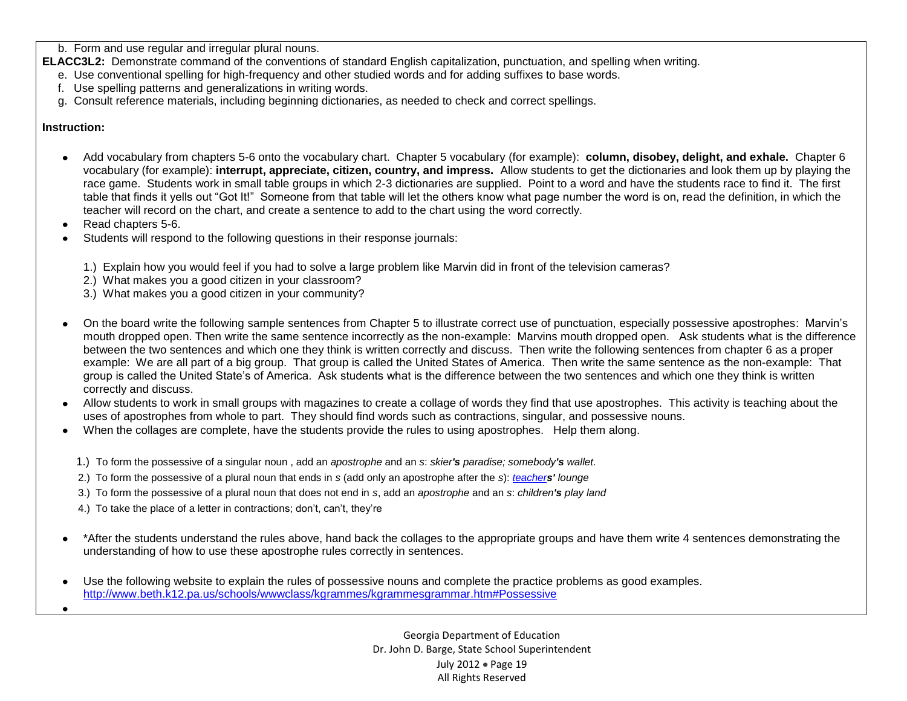b. Form and use regular and irregular plural nouns.

**ELACC3L2:** Demonstrate command of the conventions of standard English capitalization, punctuation, and spelling when writing.

e. Use conventional spelling for high-frequency and other studied words and for adding suffixes to base words.
f. Use spelling patterns and generalizations in writing words.
g. Consult reference materials, including beginning dictionaries, as needed to check and correct spellings.

**Instruction:**

- Add vocabulary from chapters 5-6 onto the vocabulary chart. Chapter 5 vocabulary (for example): **column, disobey, delight, and exhale.** Chapter 6 vocabulary (for example): **interrupt, appreciate, citizen, country, and impress.** Allow students to get the dictionaries and look them up by playing the race game. Students work in small table groups in which 2-3 dictionaries are supplied. Point to a word and have the students race to find it. The first table that finds it yells out "Got It!" Someone from that table will let the others know what page number the word is on, read the definition, in which the teacher will record on the chart, and create a sentence to add to the chart using the word correctly.
- Read chapters 5-6.
- Students will respond to the following questions in their response journals:

  1.) Explain how you would feel if you had to solve a large problem like Marvin did in front of the television cameras?
  2.) What makes you a good citizen in your classroom?
  3.) What makes you a good citizen in your community?

- On the board write the following sample sentences from Chapter 5 to illustrate correct use of punctuation, especially possessive apostrophes: Marvin's mouth dropped open. Then write the same sentence incorrectly as the non-example: Marvins mouth dropped open. Ask students what is the difference between the two sentences and which one they think is written correctly and discuss. Then write the following sentences from chapter 6 as a proper example: We are all part of a big group. That group is called the United States of America. Then write the same sentence as the non-example: That group is called the United State's of America. Ask students what is the difference between the two sentences and which one they think is written correctly and discuss.
- Allow students to work in small groups with magazines to create a collage of words they find that use apostrophes. This activity is teaching about the uses of apostrophes from whole to part. They should find words such as contractions, singular, and possessive nouns.
- When the collages are complete, have the students provide the rules to using apostrophes. Help them along.

  1.) To form the possessive of a singular noun , add an *apostrophe* and an *s*: *skier**'s** paradise; somebody**'s** wallet.*
  2.) To form the possessive of a plural noun that ends in *s* (add only an apostrophe after the *s*): *teacher**s'** lounge*
  3.) To form the possessive of a plural noun that does not end in *s*, add an *apostrophe* and an *s*: *children**'s** play land*
  4.) To take the place of a letter in contractions; don't, can't, they're

- *After the students understand the rules above, hand back the collages to the appropriate groups and have them write 4 sentences demonstrating the understanding of how to use these apostrophe rules correctly in sentences.

- Use the following website to explain the rules of possessive nouns and complete the practice problems as good examples. http://www.beth.k12.pa.us/schools/wwwclass/kgrammes/kgrammesgrammar.htm#Possessive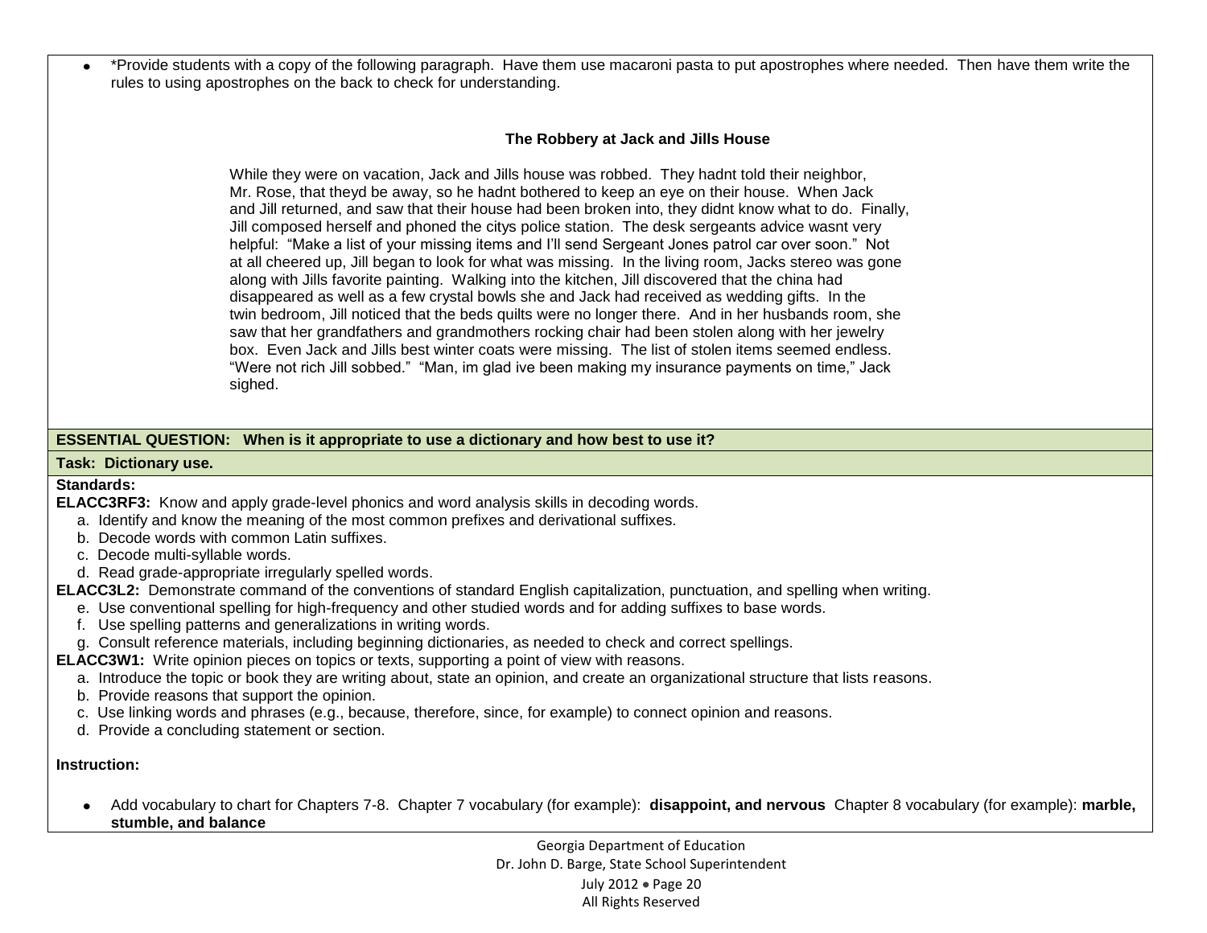- *Provide students with a copy of the following paragraph. Have them use macaroni pasta to put apostrophes where needed. Then have them write the rules to using apostrophes on the back to check for understanding.

**The Robbery at Jack and Jills House**

While they were on vacation, Jack and Jills house was robbed. They hadnt told their neighbor, Mr. Rose, that theyd be away, so he hadnt bothered to keep an eye on their house. When Jack and Jill returned, and saw that their house had been broken into, they didnt know what to do. Finally, Jill composed herself and phoned the citys police station. The desk sergeants advice wasnt very helpful: "Make a list of your missing items and I'll send Sergeant Jones patrol car over soon." Not at all cheered up, Jill began to look for what was missing. In the living room, Jacks stereo was gone along with Jills favorite painting. Walking into the kitchen, Jill discovered that the china had disappeared as well as a few crystal bowls she and Jack had received as wedding gifts. In the twin bedroom, Jill noticed that the beds quilts were no longer there. And in her husbands room, she saw that her grandfathers and grandmothers rocking chair had been stolen along with her jewelry box. Even Jack and Jills best winter coats were missing. The list of stolen items seemed endless. "Were not rich Jill sobbed." "Man, im glad ive been making my insurance payments on time," Jack sighed.

**ESSENTIAL QUESTION: When is it appropriate to use a dictionary and how best to use it?**

**Task: Dictionary use.**

**Standards:**

**ELACC3RF3:** Know and apply grade-level phonics and word analysis skills in decoding words.

a. Identify and know the meaning of the most common prefixes and derivational suffixes.
b. Decode words with common Latin suffixes.
c. Decode multi-syllable words.
d. Read grade-appropriate irregularly spelled words.

**ELACC3L2:** Demonstrate command of the conventions of standard English capitalization, punctuation, and spelling when writing.

e. Use conventional spelling for high-frequency and other studied words and for adding suffixes to base words.
f. Use spelling patterns and generalizations in writing words.
g. Consult reference materials, including beginning dictionaries, as needed to check and correct spellings.

**ELACC3W1:** Write opinion pieces on topics or texts, supporting a point of view with reasons.

a. Introduce the topic or book they are writing about, state an opinion, and create an organizational structure that lists reasons.
b. Provide reasons that support the opinion.
c. Use linking words and phrases (e.g., because, therefore, since, for example) to connect opinion and reasons.
d. Provide a concluding statement or section.

**Instruction:**

- Add vocabulary to chart for Chapters 7-8. Chapter 7 vocabulary (for example): **disappoint, and nervous** Chapter 8 vocabulary (for example): **marble, stumble, and balance**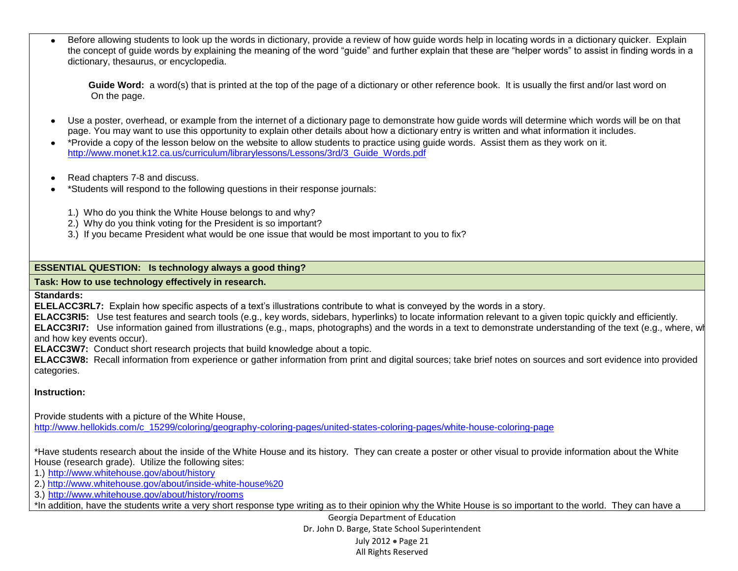- Before allowing students to look up the words in dictionary, provide a review of how guide words help in locating words in a dictionary quicker. Explain the concept of guide words by explaining the meaning of the word "guide" and further explain that these are "helper words" to assist in finding words in a dictionary, thesaurus, or encyclopedia.

  **Guide Word:** a word(s) that is printed at the top of the page of a dictionary or other reference book. It is usually the first and/or last word on On the page.

- Use a poster, overhead, or example from the internet of a dictionary page to demonstrate how guide words will determine which words will be on that page. You may want to use this opportunity to explain other details about how a dictionary entry is written and what information it includes.
- *Provide a copy of the lesson below on the website to allow students to practice using guide words. Assist them as they work on it. http://www.monet.k12.ca.us/curriculum/librarylessons/Lessons/3rd/3_Guide_Words.pdf

- Read chapters 7-8 and discuss.
- *Students will respond to the following questions in their response journals:

  1.) Who do you think the White House belongs to and why?
  2.) Why do you think voting for the President is so important?
  3.) If you became President what would be one issue that would be most important to you to fix?

**ESSENTIAL QUESTION: Is technology always a good thing?**

**Task: How to use technology effectively in research.**

**Standards:**

**ELELACC3RL7:** Explain how specific aspects of a text's illustrations contribute to what is conveyed by the words in a story.
**ELACC3RI5:** Use test features and search tools (e.g., key words, sidebars, hyperlinks) to locate information relevant to a given topic quickly and efficiently.
**ELACC3RI7:** Use information gained from illustrations (e.g., maps, photographs) and the words in a text to demonstrate understanding of the text (e.g., where, wh and how key events occur).
**ELACC3W7:** Conduct short research projects that build knowledge about a topic.
**ELACC3W8:** Recall information from experience or gather information from print and digital sources; take brief notes on sources and sort evidence into provided categories.

**Instruction:**

Provide students with a picture of the White House,
http://www.hellokids.com/c_15299/coloring/geography-coloring-pages/united-states-coloring-pages/white-house-coloring-page

*Have students research about the inside of the White House and its history. They can create a poster or other visual to provide information about the White House (research grade). Utilize the following sites:
1.) http://www.whitehouse.gov/about/history
2.) http://www.whitehouse.gov/about/inside-white-house%20
3.) http://www.whitehouse.gov/about/history/rooms
*In addition, have the students write a very short response type writing as to their opinion why the White House is so important to the world. They can have a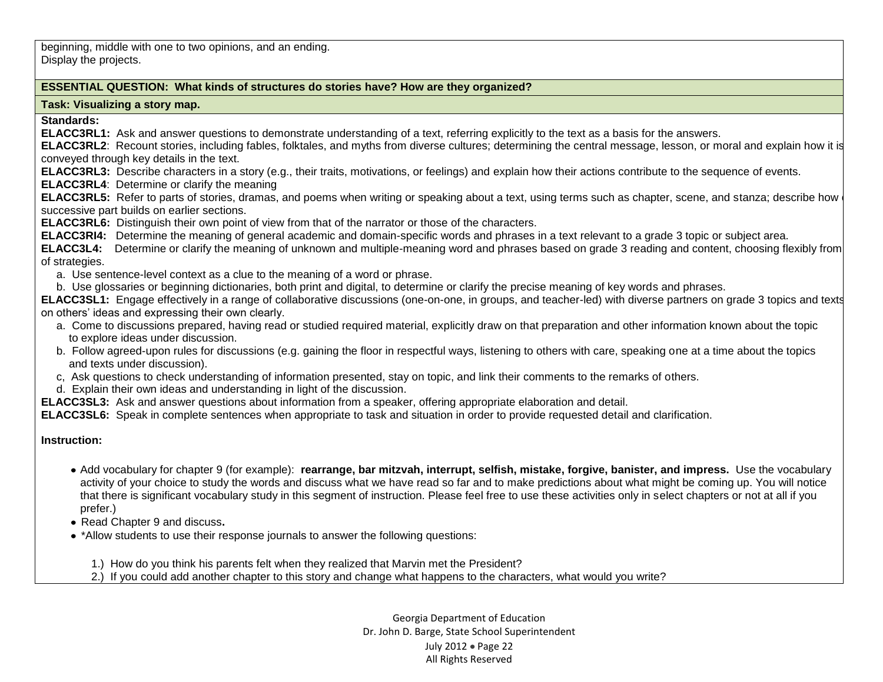beginning, middle with one to two opinions, and an ending.
Display the projects.

**ESSENTIAL QUESTION: What kinds of structures do stories have? How are they organized?**

**Task: Visualizing a story map.**

**Standards:**

**ELACC3RL1:** Ask and answer questions to demonstrate understanding of a text, referring explicitly to the text as a basis for the answers.
**ELACC3RL2**: Recount stories, including fables, folktales, and myths from diverse cultures; determining the central message, lesson, or moral and explain how it is conveyed through key details in the text.
**ELACC3RL3:** Describe characters in a story (e.g., their traits, motivations, or feelings) and explain how their actions contribute to the sequence of events.
**ELACC3RL4**: Determine or clarify the meaning
**ELACC3RL5:** Refer to parts of stories, dramas, and poems when writing or speaking about a text, using terms such as chapter, scene, and stanza; describe how each successive part builds on earlier sections.
**ELACC3RL6:** Distinguish their own point of view from that of the narrator or those of the characters.
**ELACC3RI4:** Determine the meaning of general academic and domain-specific words and phrases in a text relevant to a grade 3 topic or subject area.
**ELACC3L4:** Determine or clarify the meaning of unknown and multiple-meaning word and phrases based on grade 3 reading and content, choosing flexibly from a range of strategies.

a. Use sentence-level context as a clue to the meaning of a word or phrase.
b. Use glossaries or beginning dictionaries, both print and digital, to determine or clarify the precise meaning of key words and phrases.

**ELACC3SL1:** Engage effectively in a range of collaborative discussions (one-on-one, in groups, and teacher-led) with diverse partners on grade 3 topics and texts, building on others' ideas and expressing their own clearly.

a. Come to discussions prepared, having read or studied required material, explicitly draw on that preparation and other information known about the topic to explore ideas under discussion.
b. Follow agreed-upon rules for discussions (e.g. gaining the floor in respectful ways, listening to others with care, speaking one at a time about the topics and texts under discussion).
c, Ask questions to check understanding of information presented, stay on topic, and link their comments to the remarks of others.
d. Explain their own ideas and understanding in light of the discussion.

**ELACC3SL3:** Ask and answer questions about information from a speaker, offering appropriate elaboration and detail.
**ELACC3SL6:** Speak in complete sentences when appropriate to task and situation in order to provide requested detail and clarification.

**Instruction:**

- Add vocabulary for chapter 9 (for example): **rearrange, bar mitzvah, interrupt, selfish, mistake, forgive, banister, and impress.** Use the vocabulary activity of your choice to study the words and discuss what we have read so far and to make predictions about what might be coming up. You will notice that there is significant vocabulary study in this segment of instruction. Please feel free to use these activities only in select chapters or not at all if you prefer.)
- Read Chapter 9 and discuss**.**
- *Allow students to use their response journals to answer the following questions:

1.) How do you think his parents felt when they realized that Marvin met the President?
2.) If you could add another chapter to this story and change what happens to the characters, what would you write?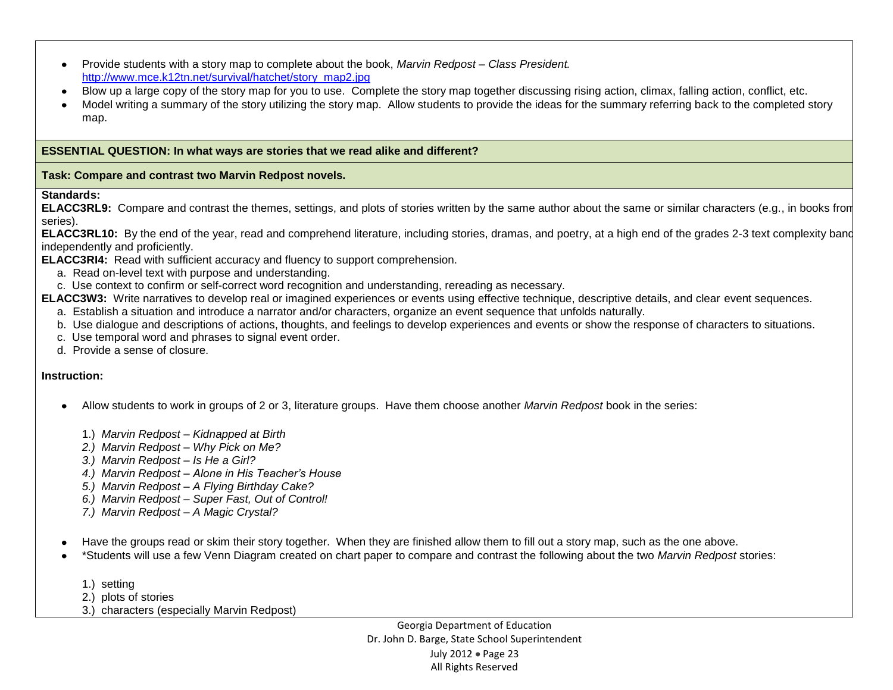- Provide students with a story map to complete about the book, *Marvin Redpost – Class President.* http://www.mce.k12tn.net/survival/hatchet/story_map2.jpg
- Blow up a large copy of the story map for you to use. Complete the story map together discussing rising action, climax, falling action, conflict, etc.
- Model writing a summary of the story utilizing the story map. Allow students to provide the ideas for the summary referring back to the completed story map.

**ESSENTIAL QUESTION: In what ways are stories that we read alike and different?**

**Task: Compare and contrast two Marvin Redpost novels.**

**Standards:**

**ELACC3RL9:** Compare and contrast the themes, settings, and plots of stories written by the same author about the same or similar characters (e.g., in books from series).

**ELACC3RL10:** By the end of the year, read and comprehend literature, including stories, dramas, and poetry, at a high end of the grades 2-3 text complexity band independently and proficiently.

**ELACC3RI4:** Read with sufficient accuracy and fluency to support comprehension.

a. Read on-level text with purpose and understanding.
c. Use context to confirm or self-correct word recognition and understanding, rereading as necessary.

**ELACC3W3:** Write narratives to develop real or imagined experiences or events using effective technique, descriptive details, and clear event sequences.

a. Establish a situation and introduce a narrator and/or characters, organize an event sequence that unfolds naturally.
b. Use dialogue and descriptions of actions, thoughts, and feelings to develop experiences and events or show the response of characters to situations.
c. Use temporal word and phrases to signal event order.
d. Provide a sense of closure.

**Instruction:**

- Allow students to work in groups of 2 or 3, literature groups. Have them choose another *Marvin Redpost* book in the series:

  1.) *Marvin Redpost – Kidnapped at Birth*
  2.) *Marvin Redpost – Why Pick on Me?*
  3.) *Marvin Redpost – Is He a Girl?*
  4.) *Marvin Redpost – Alone in His Teacher's House*
  5.) *Marvin Redpost – A Flying Birthday Cake?*
  6.) *Marvin Redpost – Super Fast, Out of Control!*
  7.) *Marvin Redpost – A Magic Crystal?*

- Have the groups read or skim their story together. When they are finished allow them to fill out a story map, such as the one above.
- *Students will use a few Venn Diagram created on chart paper to compare and contrast the following about the two *Marvin Redpost* stories:

  1.) setting
  2.) plots of stories
  3.) characters (especially Marvin Redpost)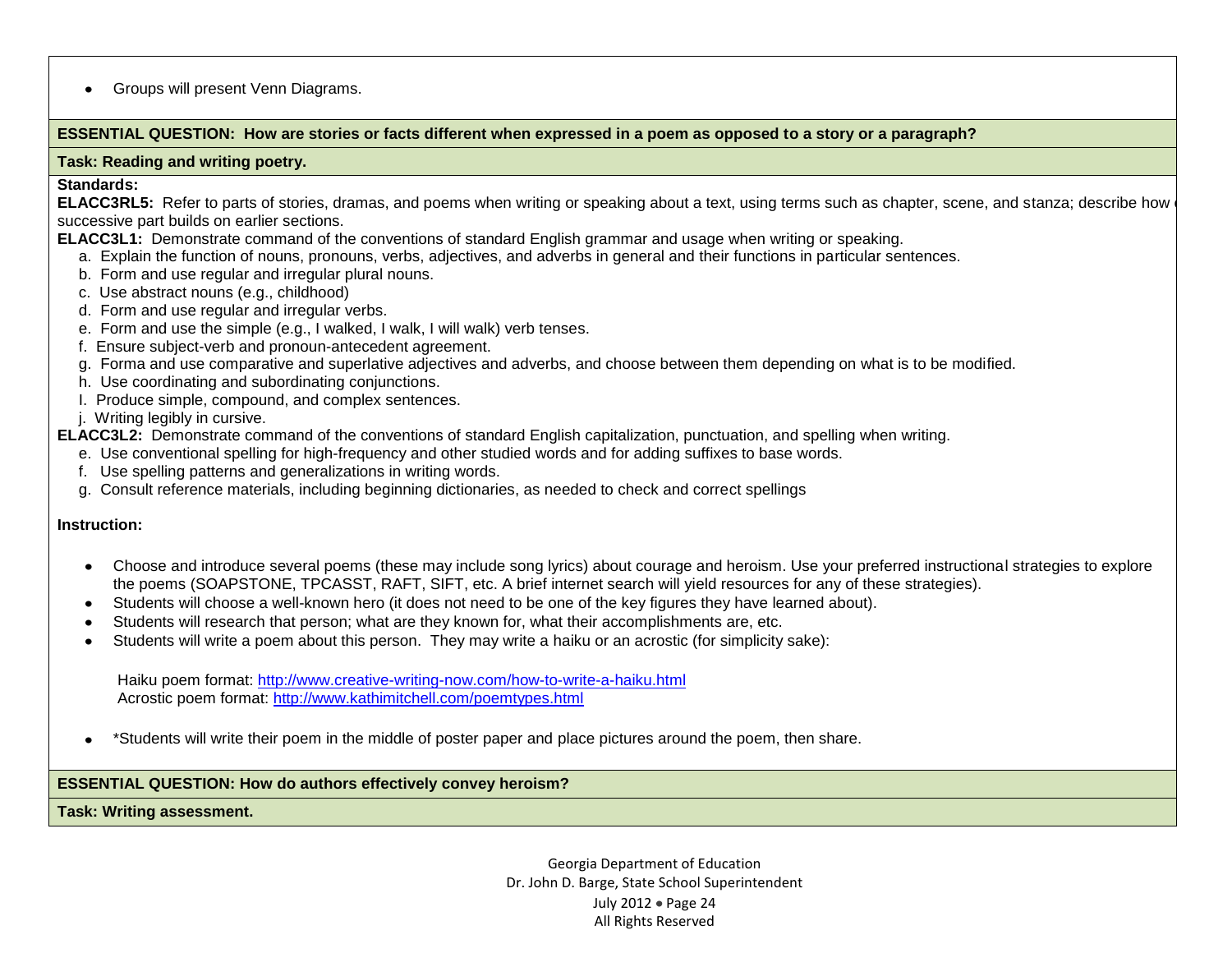- Groups will present Venn Diagrams.

**ESSENTIAL QUESTION: How are stories or facts different when expressed in a poem as opposed to a story or a paragraph?**

**Task: Reading and writing poetry.**

**Standards:**

**ELACC3RL5:** Refer to parts of stories, dramas, and poems when writing or speaking about a text, using terms such as chapter, scene, and stanza; describe how each successive part builds on earlier sections.

**ELACC3L1:** Demonstrate command of the conventions of standard English grammar and usage when writing or speaking.

a. Explain the function of nouns, pronouns, verbs, adjectives, and adverbs in general and their functions in particular sentences.
b. Form and use regular and irregular plural nouns.
c. Use abstract nouns (e.g., childhood)
d. Form and use regular and irregular verbs.
e. Form and use the simple (e.g., I walked, I walk, I will walk) verb tenses.
f. Ensure subject-verb and pronoun-antecedent agreement.
g. Forma and use comparative and superlative adjectives and adverbs, and choose between them depending on what is to be modified.
h. Use coordinating and subordinating conjunctions.
I. Produce simple, compound, and complex sentences.
j. Writing legibly in cursive.

**ELACC3L2:** Demonstrate command of the conventions of standard English capitalization, punctuation, and spelling when writing.

e. Use conventional spelling for high-frequency and other studied words and for adding suffixes to base words.
f. Use spelling patterns and generalizations in writing words.
g. Consult reference materials, including beginning dictionaries, as needed to check and correct spellings

**Instruction:**

- Choose and introduce several poems (these may include song lyrics) about courage and heroism. Use your preferred instructional strategies to explore the poems (SOAPSTONE, TPCASST, RAFT, SIFT, etc. A brief internet search will yield resources for any of these strategies).
- Students will choose a well-known hero (it does not need to be one of the key figures they have learned about).
- Students will research that person; what are they known for, what their accomplishments are, etc.
- Students will write a poem about this person. They may write a haiku or an acrostic (for simplicity sake):

  Haiku poem format: http://www.creative-writing-now.com/how-to-write-a-haiku.html
  Acrostic poem format: http://www.kathimitchell.com/poemtypes.html

- *Students will write their poem in the middle of poster paper and place pictures around the poem, then share.

**ESSENTIAL QUESTION: How do authors effectively convey heroism?**

**Task: Writing assessment.**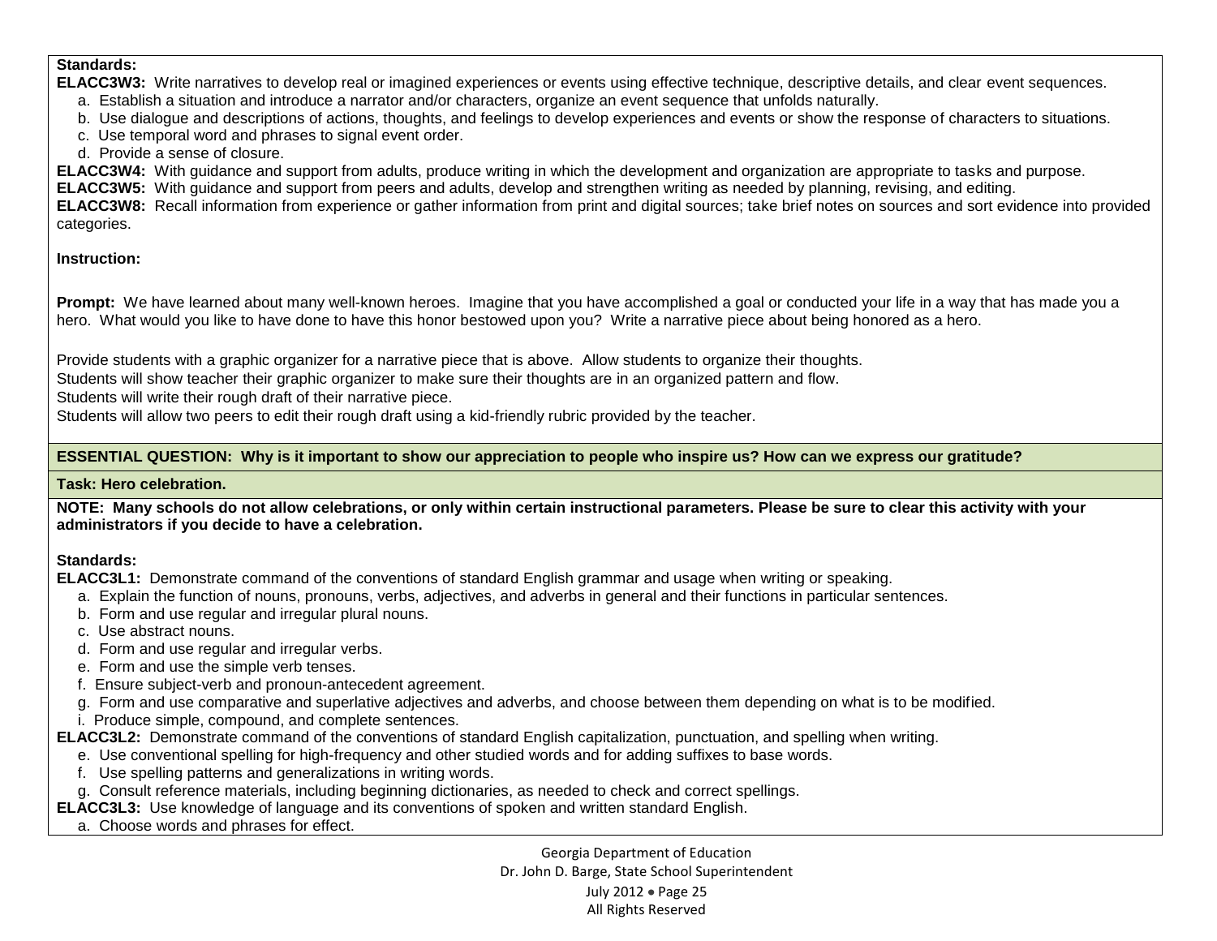**Standards:**

**ELACC3W3:** Write narratives to develop real or imagined experiences or events using effective technique, descriptive details, and clear event sequences.

a. Establish a situation and introduce a narrator and/or characters, organize an event sequence that unfolds naturally.
b. Use dialogue and descriptions of actions, thoughts, and feelings to develop experiences and events or show the response of characters to situations.
c. Use temporal word and phrases to signal event order.
d. Provide a sense of closure.

**ELACC3W4:** With guidance and support from adults, produce writing in which the development and organization are appropriate to tasks and purpose.

**ELACC3W5:** With guidance and support from peers and adults, develop and strengthen writing as needed by planning, revising, and editing.

**ELACC3W8:** Recall information from experience or gather information from print and digital sources; take brief notes on sources and sort evidence into provided categories.

**Instruction:**

**Prompt:** We have learned about many well-known heroes. Imagine that you have accomplished a goal or conducted your life in a way that has made you a hero. What would you like to have done to have this honor bestowed upon you? Write a narrative piece about being honored as a hero.

Provide students with a graphic organizer for a narrative piece that is above. Allow students to organize their thoughts.
Students will show teacher their graphic organizer to make sure their thoughts are in an organized pattern and flow.
Students will write their rough draft of their narrative piece.
Students will allow two peers to edit their rough draft using a kid-friendly rubric provided by the teacher.

**ESSENTIAL QUESTION: Why is it important to show our appreciation to people who inspire us? How can we express our gratitude?**

**Task: Hero celebration.**

**NOTE: Many schools do not allow celebrations, or only within certain instructional parameters. Please be sure to clear this activity with your administrators if you decide to have a celebration.**

**Standards:**

**ELACC3L1:** Demonstrate command of the conventions of standard English grammar and usage when writing or speaking.

a. Explain the function of nouns, pronouns, verbs, adjectives, and adverbs in general and their functions in particular sentences.
b. Form and use regular and irregular plural nouns.
c. Use abstract nouns.
d. Form and use regular and irregular verbs.
e. Form and use the simple verb tenses.
f. Ensure subject-verb and pronoun-antecedent agreement.
g. Form and use comparative and superlative adjectives and adverbs, and choose between them depending on what is to be modified.
i. Produce simple, compound, and complete sentences.

**ELACC3L2:** Demonstrate command of the conventions of standard English capitalization, punctuation, and spelling when writing.

e. Use conventional spelling for high-frequency and other studied words and for adding suffixes to base words.
f. Use spelling patterns and generalizations in writing words.
g. Consult reference materials, including beginning dictionaries, as needed to check and correct spellings.

**ELACC3L3:** Use knowledge of language and its conventions of spoken and written standard English.

a. Choose words and phrases for effect.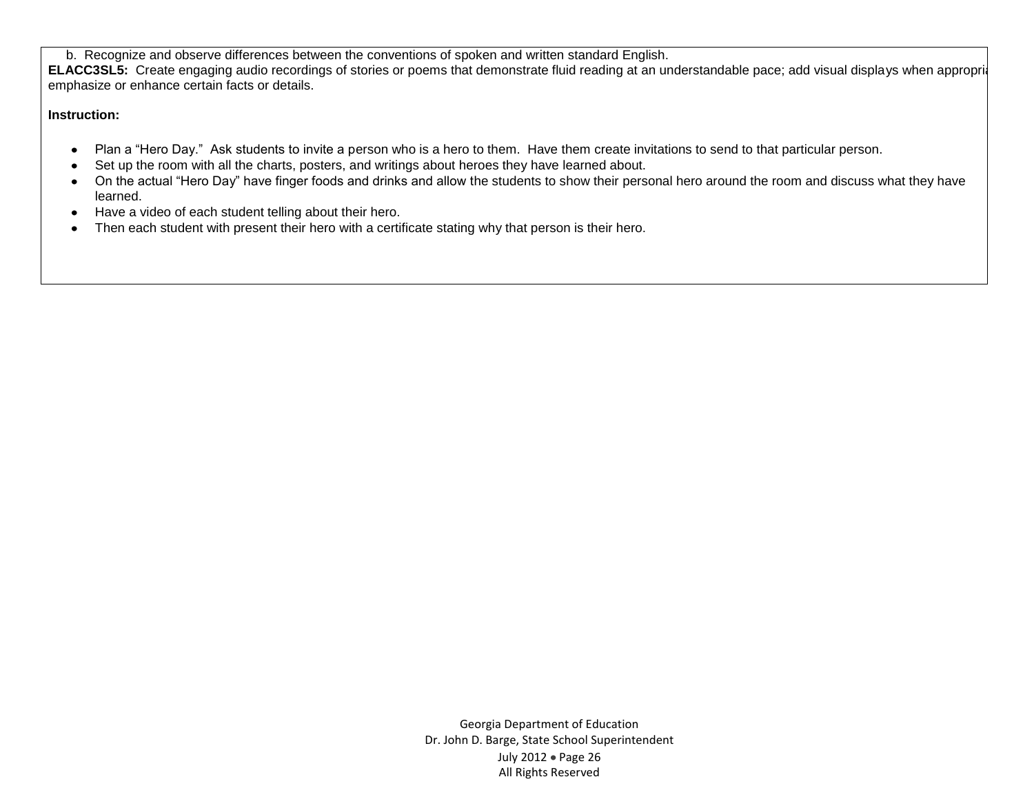b. Recognize and observe differences between the conventions of spoken and written standard English.

**ELACC3SL5:** Create engaging audio recordings of stories or poems that demonstrate fluid reading at an understandable pace; add visual displays when appropria emphasize or enhance certain facts or details.

**Instruction:**

- Plan a "Hero Day." Ask students to invite a person who is a hero to them. Have them create invitations to send to that particular person.
- Set up the room with all the charts, posters, and writings about heroes they have learned about.
- On the actual "Hero Day" have finger foods and drinks and allow the students to show their personal hero around the room and discuss what they have learned.
- Have a video of each student telling about their hero.
- Then each student with present their hero with a certificate stating why that person is their hero.